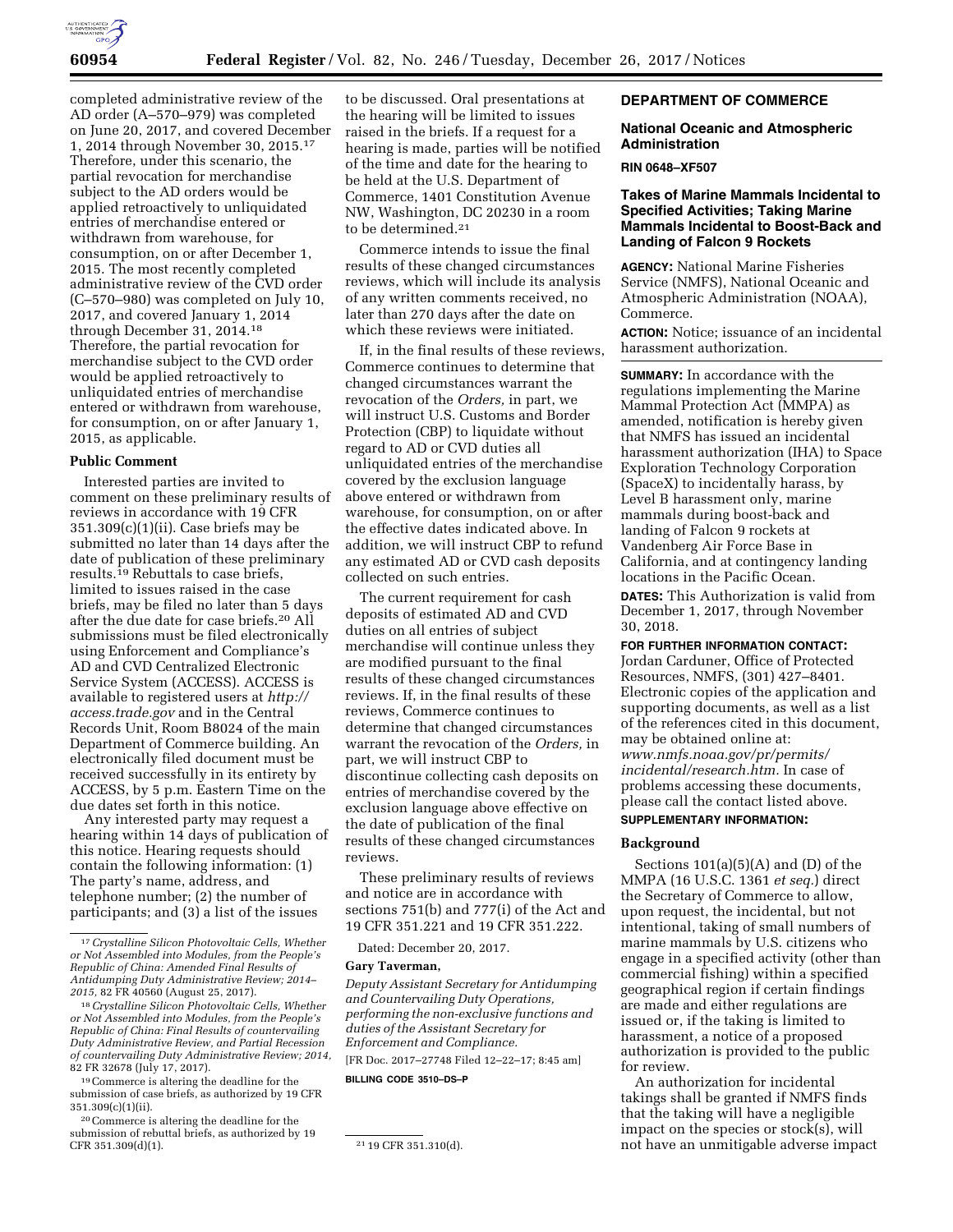completed administrative review of the AD order (A–570–979) was completed on June 20, 2017, and covered December 1, 2014 through November 30, 2015.[17] Therefore, under this scenario, the partial revocation for merchandise subject to the AD orders would be applied retroactively to unliquidated entries of merchandise entered or withdrawn from warehouse, for consumption, on or after December 1, 2015. The most recently completed administrative review of the CVD order (C–570–980) was completed on July 10, 2017, and covered January 1, 2014 through December 31, 2014.[18] Therefore, the partial revocation for merchandise subject to the CVD order would be applied retroactively to unliquidated entries of merchandise entered or withdrawn from warehouse, for consumption, on or after January 1, 2015, as applicable.

**Public Comment**

Interested parties are invited to comment on these preliminary results of reviews in accordance with 19 CFR 351.309(c)(1)(ii). Case briefs may be submitted no later than 14 days after the date of publication of these preliminary results.[19] Rebuttals to case briefs, limited to issues raised in the case briefs, may be filed no later than 5 days after the due date for case briefs.[20] All submissions must be filed electronically using Enforcement and Compliance's AD and CVD Centralized Electronic Service System (ACCESS). ACCESS is available to registered users at *http://access.trade.gov* and in the Central Records Unit, Room B8024 of the main Department of Commerce building. An electronically filed document must be received successfully in its entirety by ACCESS, by 5 p.m. Eastern Time on the due dates set forth in this notice.

Any interested party may request a hearing within 14 days of publication of this notice. Hearing requests should contain the following information: (1) The party's name, address, and telephone number; (2) the number of participants; and (3) a list of the issues to be discussed. Oral presentations at the hearing will be limited to issues raised in the briefs. If a request for a hearing is made, parties will be notified of the time and date for the hearing to be held at the U.S. Department of Commerce, 1401 Constitution Avenue NW, Washington, DC 20230 in a room to be determined.[21]

Commerce intends to issue the final results of these changed circumstances reviews, which will include its analysis of any written comments received, no later than 270 days after the date on which these reviews were initiated.

If, in the final results of these reviews, Commerce continues to determine that changed circumstances warrant the revocation of the *Orders,* in part, we will instruct U.S. Customs and Border Protection (CBP) to liquidate without regard to AD or CVD duties all unliquidated entries of the merchandise covered by the exclusion language above entered or withdrawn from warehouse, for consumption, on or after the effective dates indicated above. In addition, we will instruct CBP to refund any estimated AD or CVD cash deposits collected on such entries.

The current requirement for cash deposits of estimated AD and CVD duties on all entries of subject merchandise will continue unless they are modified pursuant to the final results of these changed circumstances reviews. If, in the final results of these reviews, Commerce continues to determine that changed circumstances warrant the revocation of the *Orders,* in part, we will instruct CBP to discontinue collecting cash deposits on entries of merchandise covered by the exclusion language above effective on the date of publication of the final results of these changed circumstances reviews.

These preliminary results of reviews and notice are in accordance with sections 751(b) and 777(i) of the Act and 19 CFR 351.221 and 19 CFR 351.222.

Dated: December 20, 2017.

**Gary Taverman,**

*Deputy Assistant Secretary for Antidumping and Countervailing Duty Operations, performing the non-exclusive functions and duties of the Assistant Secretary for Enforcement and Compliance.*

[FR Doc. 2017–27748 Filed 12–22–17; 8:45 am]

**BILLING CODE 3510–DS–P**

[17] *Crystalline Silicon Photovoltaic Cells, Whether or Not Assembled into Modules, from the People's Republic of China: Amended Final Results of Antidumping Duty Administrative Review; 2014–2015,* 82 FR 40560 (August 25, 2017).

[18] *Crystalline Silicon Photovoltaic Cells, Whether or Not Assembled into Modules, from the People's Republic of China: Final Results of countervailing Duty Administrative Review, and Partial Recession of countervailing Duty Administrative Review; 2014,* 82 FR 32678 (July 17, 2017).

[19] Commerce is altering the deadline for the submission of case briefs, as authorized by 19 CFR 351.309(c)(1)(ii).

[20] Commerce is altering the deadline for the submission of rebuttal briefs, as authorized by 19 CFR 351.309(d)(1).

[21] 19 CFR 351.310(d).

## DEPARTMENT OF COMMERCE

### National Oceanic and Atmospheric Administration

**RIN 0648–XF507**

### Takes of Marine Mammals Incidental to Specified Activities; Taking Marine Mammals Incidental to Boost-Back and Landing of Falcon 9 Rockets

**AGENCY:** National Marine Fisheries Service (NMFS), National Oceanic and Atmospheric Administration (NOAA), Commerce.

**ACTION:** Notice; issuance of an incidental harassment authorization.

**SUMMARY:** In accordance with the regulations implementing the Marine Mammal Protection Act (MMPA) as amended, notification is hereby given that NMFS has issued an incidental harassment authorization (IHA) to Space Exploration Technology Corporation (SpaceX) to incidentally harass, by Level B harassment only, marine mammals during boost-back and landing of Falcon 9 rockets at Vandenberg Air Force Base in California, and at contingency landing locations in the Pacific Ocean.

**DATES:** This Authorization is valid from December 1, 2017, through November 30, 2018.

**FOR FURTHER INFORMATION CONTACT:** Jordan Carduner, Office of Protected Resources, NMFS, (301) 427–8401. Electronic copies of the application and supporting documents, as well as a list of the references cited in this document, may be obtained online at: *www.nmfs.noaa.gov/pr/permits/incidental/research.htm.* In case of problems accessing these documents, please call the contact listed above.

**SUPPLEMENTARY INFORMATION:**

**Background**

Sections 101(a)(5)(A) and (D) of the MMPA (16 U.S.C. 1361 *et seq.*) direct the Secretary of Commerce to allow, upon request, the incidental, but not intentional, taking of small numbers of marine mammals by U.S. citizens who engage in a specified activity (other than commercial fishing) within a specified geographical region if certain findings are made and either regulations are issued or, if the taking is limited to harassment, a notice of a proposed authorization is provided to the public for review.

An authorization for incidental takings shall be granted if NMFS finds that the taking will have a negligible impact on the species or stock(s), will not have an unmitigable adverse impact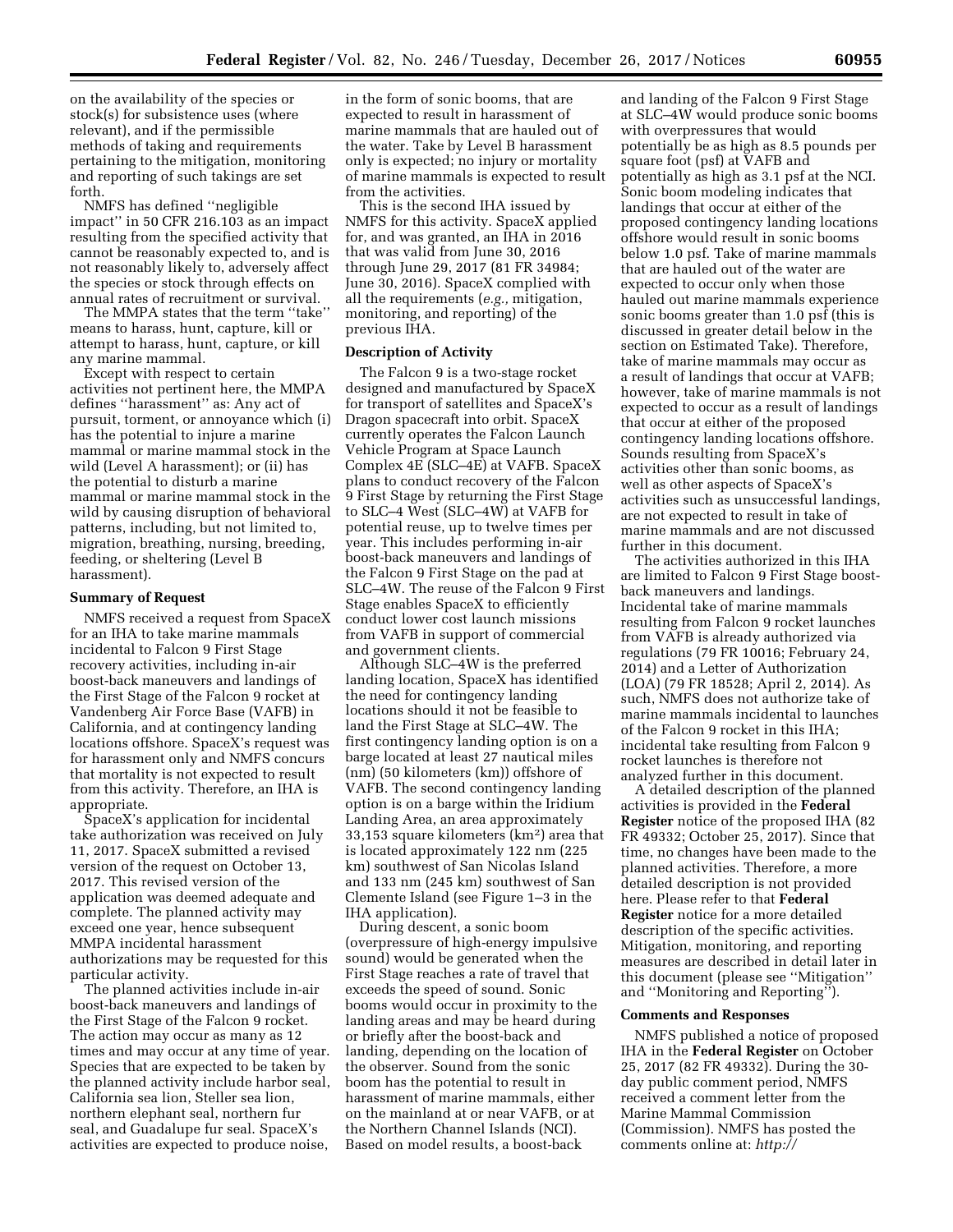on the availability of the species or stock(s) for subsistence uses (where relevant), and if the permissible methods of taking and requirements pertaining to the mitigation, monitoring and reporting of such takings are set forth.

NMFS has defined ''negligible impact'' in 50 CFR 216.103 as an impact resulting from the specified activity that cannot be reasonably expected to, and is not reasonably likely to, adversely affect the species or stock through effects on annual rates of recruitment or survival.

The MMPA states that the term ''take'' means to harass, hunt, capture, kill or attempt to harass, hunt, capture, or kill any marine mammal.

Except with respect to certain activities not pertinent here, the MMPA defines ''harassment'' as: Any act of pursuit, torment, or annoyance which (i) has the potential to injure a marine mammal or marine mammal stock in the wild (Level A harassment); or (ii) has the potential to disturb a marine mammal or marine mammal stock in the wild by causing disruption of behavioral patterns, including, but not limited to, migration, breathing, nursing, breeding, feeding, or sheltering (Level B harassment).

**Summary of Request**

NMFS received a request from SpaceX for an IHA to take marine mammals incidental to Falcon 9 First Stage recovery activities, including in-air boost-back maneuvers and landings of the First Stage of the Falcon 9 rocket at Vandenberg Air Force Base (VAFB) in California, and at contingency landing locations offshore. SpaceX's request was for harassment only and NMFS concurs that mortality is not expected to result from this activity. Therefore, an IHA is appropriate.

SpaceX's application for incidental take authorization was received on July 11, 2017. SpaceX submitted a revised version of the request on October 13, 2017. This revised version of the application was deemed adequate and complete. The planned activity may exceed one year, hence subsequent MMPA incidental harassment authorizations may be requested for this particular activity.

The planned activities include in-air boost-back maneuvers and landings of the First Stage of the Falcon 9 rocket. The action may occur as many as 12 times and may occur at any time of year. Species that are expected to be taken by the planned activity include harbor seal, California sea lion, Steller sea lion, northern elephant seal, northern fur seal, and Guadalupe fur seal. SpaceX's activities are expected to produce noise, in the form of sonic booms, that are expected to result in harassment of marine mammals that are hauled out of the water. Take by Level B harassment only is expected; no injury or mortality of marine mammals is expected to result from the activities.

This is the second IHA issued by NMFS for this activity. SpaceX applied for, and was granted, an IHA in 2016 that was valid from June 30, 2016 through June 29, 2017 (81 FR 34984; June 30, 2016). SpaceX complied with all the requirements (*e.g.,* mitigation, monitoring, and reporting) of the previous IHA.

**Description of Activity**

The Falcon 9 is a two-stage rocket designed and manufactured by SpaceX for transport of satellites and SpaceX's Dragon spacecraft into orbit. SpaceX currently operates the Falcon Launch Vehicle Program at Space Launch Complex 4E (SLC–4E) at VAFB. SpaceX plans to conduct recovery of the Falcon 9 First Stage by returning the First Stage to SLC–4 West (SLC–4W) at VAFB for potential reuse, up to twelve times per year. This includes performing in-air boost-back maneuvers and landings of the Falcon 9 First Stage on the pad at SLC–4W. The reuse of the Falcon 9 First Stage enables SpaceX to efficiently conduct lower cost launch missions from VAFB in support of commercial and government clients.

Although SLC–4W is the preferred landing location, SpaceX has identified the need for contingency landing locations should it not be feasible to land the First Stage at SLC–4W. The first contingency landing option is on a barge located at least 27 nautical miles (nm) (50 kilometers (km)) offshore of VAFB. The second contingency landing option is on a barge within the Iridium Landing Area, an area approximately 33,153 square kilometers (km$^2$) area that is located approximately 122 nm (225 km) southwest of San Nicolas Island and 133 nm (245 km) southwest of San Clemente Island (see Figure 1–3 in the IHA application).

During descent, a sonic boom (overpressure of high-energy impulsive sound) would be generated when the First Stage reaches a rate of travel that exceeds the speed of sound. Sonic booms would occur in proximity to the landing areas and may be heard during or briefly after the boost-back and landing, depending on the location of the observer. Sound from the sonic boom has the potential to result in harassment of marine mammals, either on the mainland at or near VAFB, or at the Northern Channel Islands (NCI). Based on model results, a boost-back and landing of the Falcon 9 First Stage at SLC–4W would produce sonic booms with overpressures that would potentially be as high as 8.5 pounds per square foot (psf) at VAFB and potentially as high as 3.1 psf at the NCI. Sonic boom modeling indicates that landings that occur at either of the proposed contingency landing locations offshore would result in sonic booms below 1.0 psf. Take of marine mammals that are hauled out of the water are expected to occur only when those hauled out marine mammals experience sonic booms greater than 1.0 psf (this is discussed in greater detail below in the section on Estimated Take). Therefore, take of marine mammals may occur as a result of landings that occur at VAFB; however, take of marine mammals is not expected to occur as a result of landings that occur at either of the proposed contingency landing locations offshore. Sounds resulting from SpaceX's activities other than sonic booms, as well as other aspects of SpaceX's activities such as unsuccessful landings, are not expected to result in take of marine mammals and are not discussed further in this document.

The activities authorized in this IHA are limited to Falcon 9 First Stage boost-back maneuvers and landings. Incidental take of marine mammals resulting from Falcon 9 rocket launches from VAFB is already authorized via regulations (79 FR 10016; February 24, 2014) and a Letter of Authorization (LOA) (79 FR 18528; April 2, 2014). As such, NMFS does not authorize take of marine mammals incidental to launches of the Falcon 9 rocket in this IHA; incidental take resulting from Falcon 9 rocket launches is therefore not analyzed further in this document.

A detailed description of the planned activities is provided in the **Federal Register** notice of the proposed IHA (82 FR 49332; October 25, 2017). Since that time, no changes have been made to the planned activities. Therefore, a more detailed description is not provided here. Please refer to that **Federal Register** notice for a more detailed description of the specific activities. Mitigation, monitoring, and reporting measures are described in detail later in this document (please see ''Mitigation'' and ''Monitoring and Reporting'').

**Comments and Responses**

NMFS published a notice of proposed IHA in the **Federal Register** on October 25, 2017 (82 FR 49332). During the 30-day public comment period, NMFS received a comment letter from the Marine Mammal Commission (Commission). NMFS has posted the comments online at: *http://*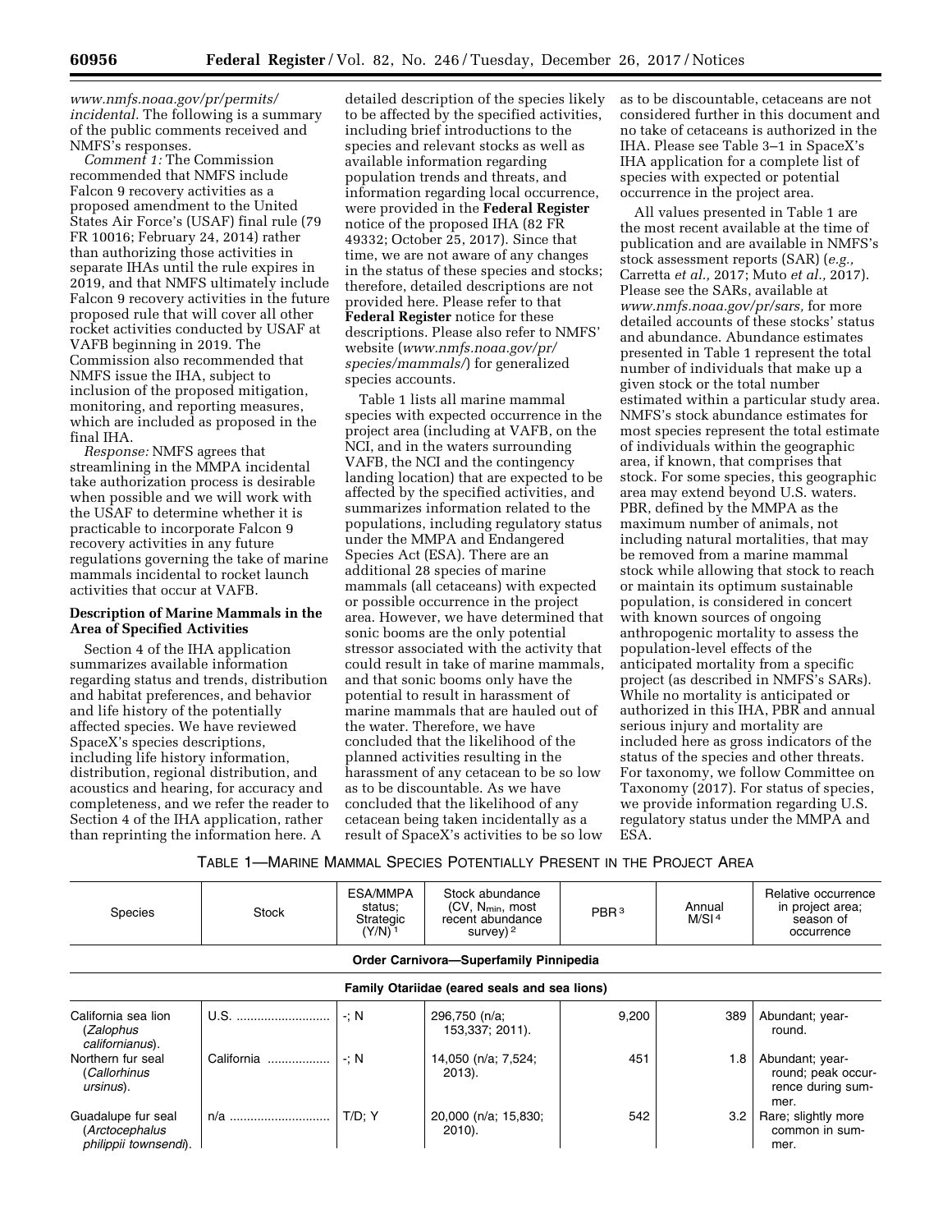*www.nmfs.noaa.gov/pr/permits/incidental.* The following is a summary of the public comments received and NMFS's responses.

*Comment 1:* The Commission recommended that NMFS include Falcon 9 recovery activities as a proposed amendment to the United States Air Force's (USAF) final rule (79 FR 10016; February 24, 2014) rather than authorizing those activities in separate IHAs until the rule expires in 2019, and that NMFS ultimately include Falcon 9 recovery activities in the future proposed rule that will cover all other rocket activities conducted by USAF at VAFB beginning in 2019. The Commission also recommended that NMFS issue the IHA, subject to inclusion of the proposed mitigation, monitoring, and reporting measures, which are included as proposed in the final IHA.

*Response:* NMFS agrees that streamlining in the MMPA incidental take authorization process is desirable when possible and we will work with the USAF to determine whether it is practicable to incorporate Falcon 9 recovery activities in any future regulations governing the take of marine mammals incidental to rocket launch activities that occur at VAFB.

## Description of Marine Mammals in the Area of Specified Activities

Section 4 of the IHA application summarizes available information regarding status and trends, distribution and habitat preferences, and behavior and life history of the potentially affected species. We have reviewed SpaceX's species descriptions, including life history information, distribution, regional distribution, and acoustics and hearing, for accuracy and completeness, and we refer the reader to Section 4 of the IHA application, rather than reprinting the information here. A detailed description of the species likely to be affected by the specified activities, including brief introductions to the species and relevant stocks as well as available information regarding population trends and threats, and information regarding local occurrence, were provided in the **Federal Register** notice of the proposed IHA (82 FR 49332; October 25, 2017). Since that time, we are not aware of any changes in the status of these species and stocks; therefore, detailed descriptions are not provided here. Please refer to that **Federal Register** notice for these descriptions. Please also refer to NMFS' website (*www.nmfs.noaa.gov/pr/species/mammals/*) for generalized species accounts.

Table 1 lists all marine mammal species with expected occurrence in the project area (including at VAFB, on the NCI, and in the waters surrounding VAFB, the NCI and the contingency landing location) that are expected to be affected by the specified activities, and summarizes information related to the populations, including regulatory status under the MMPA and Endangered Species Act (ESA). There are an additional 28 species of marine mammals (all cetaceans) with expected or possible occurrence in the project area. However, we have determined that sonic booms are the only potential stressor associated with the activity that could result in take of marine mammals, and that sonic booms only have the potential to result in harassment of marine mammals that are hauled out of the water. Therefore, we have concluded that the likelihood of the planned activities resulting in the harassment of any cetacean to be so low as to be discountable. As we have concluded that the likelihood of any cetacean being taken incidentally as a result of SpaceX's activities to be so low as to be discountable, cetaceans are not considered further in this document and no take of cetaceans is authorized in the IHA. Please see Table 3–1 in SpaceX's IHA application for a complete list of species with expected or potential occurrence in the project area.

All values presented in Table 1 are the most recent available at the time of publication and are available in NMFS's stock assessment reports (SAR) (*e.g.,* Carretta *et al.,* 2017; Muto *et al.,* 2017). Please see the SARs, available at *www.nmfs.noaa.gov/pr/sars,* for more detailed accounts of these stocks' status and abundance. Abundance estimates presented in Table 1 represent the total number of individuals that make up a given stock or the total number estimated within a particular study area. NMFS's stock abundance estimates for most species represent the total estimate of individuals within the geographic area, if known, that comprises that stock. For some species, this geographic area may extend beyond U.S. waters. PBR, defined by the MMPA as the maximum number of animals, not including natural mortalities, that may be removed from a marine mammal stock while allowing that stock to reach or maintain its optimum sustainable population, is considered in concert with known sources of ongoing anthropogenic mortality to assess the population-level effects of the anticipated mortality from a specific project (as described in NMFS's SARs). While no mortality is anticipated or authorized in this IHA, PBR and annual serious injury and mortality are included here as gross indicators of the status of the species and other threats. For taxonomy, we follow Committee on Taxonomy (2017). For status of species, we provide information regarding U.S. regulatory status under the MMPA and ESA.

TABLE 1—MARINE MAMMAL SPECIES POTENTIALLY PRESENT IN THE PROJECT AREA

| Species | Stock | ESA/MMPA status; Strategic (Y/N) [1] | Stock abundance (CV, $N_{min}$, most recent abundance survey) [2] | PBR [3] | Annual M/SI [4] | Relative occurrence in project area; season of occurrence |
|---|---|---|---|---|---|---|
| **Order Carnivora—Superfamily Pinnipedia** | | | | | | |
| **Family Otariidae (eared seals and sea lions)** | | | | | | |
| California sea lion (*Zalophus californianus*). | U.S. | -; N | 296,750 (n/a; 153,337; 2011). | 9,200 | 389 | Abundant; year-round. |
| Northern fur seal (*Callorhinus ursinus*). | California | -; N | 14,050 (n/a; 7,524; 2013). | 451 | 1.8 | Abundant; year-round; peak occurrence during summer. |
| Guadalupe fur seal (*Arctocephalus philippii townsendi*). | n/a | T/D; Y | 20,000 (n/a; 15,830; 2010). | 542 | 3.2 | Rare; slightly more common in summer. |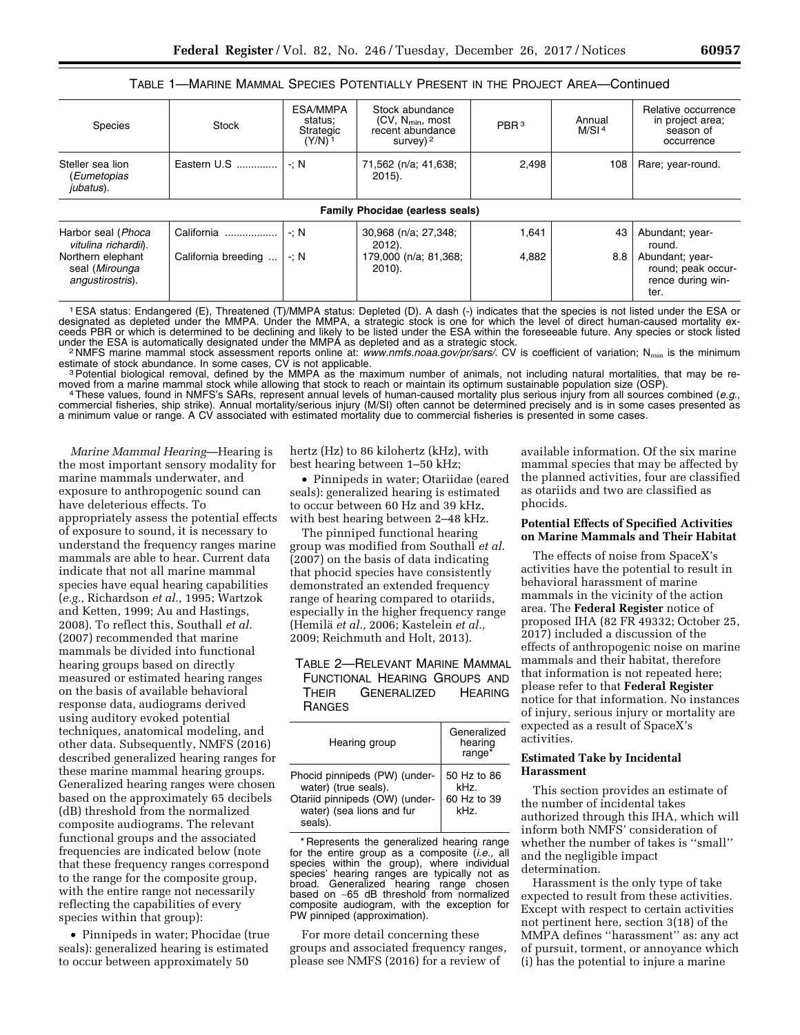TABLE 1—MARINE MAMMAL SPECIES POTENTIALLY PRESENT IN THE PROJECT AREA—Continued

| Species | Stock | ESA/MMPA status; Strategic (Y/N) [1] | Stock abundance (CV, $N_{min}$, most recent abundance survey) [2] | PBR [3] | Annual M/SI [4] | Relative occurrence in project area; season of occurrence |
|---|---|---|---|---|---|---|
| Steller sea lion (*Eumetopias jubatus*). | Eastern U.S ............. | -; N | 71,562 (n/a; 41,638; 2015). | 2,498 | 108 | Rare; year-round. |
| **Family Phocidae (earless seals)** | | | | | | |
| Harbor seal (*Phoca vitulina richardii*). | California ................. | -; N | 30,968 (n/a; 27,348; 2012). | 1,641 | 43 | Abundant; year-round. |
| Northern elephant seal (*Mirounga angustirostris*). | California breeding ... | -; N | 179,000 (n/a; 81,368; 2010). | 4,882 | 8.8 | Abundant; year-round; peak occurrence during winter. |

[1] ESA status: Endangered (E), Threatened (T)/MMPA status: Depleted (D). A dash (-) indicates that the species is not listed under the ESA or designated as depleted under the MMPA. Under the MMPA, a strategic stock is one for which the level of direct human-caused mortality exceeds PBR or which is determined to be declining and likely to be listed under the ESA within the foreseeable future. Any species or stock listed under the ESA is automatically designated under the MMPA as depleted and as a strategic stock.

[2] NMFS marine mammal stock assessment reports online at: *www.nmfs.noaa.gov/pr/sars/.* CV is coefficient of variation; $N_{min}$ is the minimum estimate of stock abundance. In some cases, CV is not applicable.

[3] Potential biological removal, defined by the MMPA as the maximum number of animals, not including natural mortalities, that may be removed from a marine mammal stock while allowing that stock to reach or maintain its optimum sustainable population size (OSP).

[4] These values, found in NMFS's SARs, represent annual levels of human-caused mortality plus serious injury from all sources combined (*e.g.,* commercial fisheries, ship strike). Annual mortality/serious injury (M/SI) often cannot be determined precisely and is in some cases presented as a minimum value or range. A CV associated with estimated mortality due to commercial fisheries is presented in some cases.

*Marine Mammal Hearing*—Hearing is the most important sensory modality for marine mammals underwater, and exposure to anthropogenic sound can have deleterious effects. To appropriately assess the potential effects of exposure to sound, it is necessary to understand the frequency ranges marine mammals are able to hear. Current data indicate that not all marine mammal species have equal hearing capabilities (*e.g.,* Richardson *et al.,* 1995; Wartzok and Ketten, 1999; Au and Hastings, 2008). To reflect this, Southall *et al.* (2007) recommended that marine mammals be divided into functional hearing groups based on directly measured or estimated hearing ranges on the basis of available behavioral response data, audiograms derived using auditory evoked potential techniques, anatomical modeling, and other data. Subsequently, NMFS (2016) described generalized hearing ranges for these marine mammal hearing groups. Generalized hearing ranges were chosen based on the approximately 65 decibels (dB) threshold from the normalized composite audiograms. The relevant functional groups and the associated frequencies are indicated below (note that these frequency ranges correspond to the range for the composite group, with the entire range not necessarily reflecting the capabilities of every species within that group):

- Pinnipeds in water; Phocidae (true seals): generalized hearing is estimated to occur between approximately 50 hertz (Hz) to 86 kilohertz (kHz), with best hearing between 1–50 kHz;
- Pinnipeds in water; Otariidae (eared seals): generalized hearing is estimated to occur between 60 Hz and 39 kHz, with best hearing between 2–48 kHz.

The pinniped functional hearing group was modified from Southall *et al.* (2007) on the basis of data indicating that phocid species have consistently demonstrated an extended frequency range of hearing compared to otariids, especially in the higher frequency range (Hemilä *et al.,* 2006; Kastelein *et al.,* 2009; Reichmuth and Holt, 2013).

TABLE 2—RELEVANT MARINE MAMMAL FUNCTIONAL HEARING GROUPS AND THEIR GENERALIZED HEARING RANGES

| Hearing group | Generalized hearing range* |
|---|---|
| Phocid pinnipeds (PW) (underwater) (true seals). | 50 Hz to 86 kHz. |
| Otariid pinnipeds (OW) (underwater) (sea lions and fur seals). | 60 Hz to 39 kHz. |

\* Represents the generalized hearing range for the entire group as a composite (*i.e.,* all species within the group), where individual species' hearing ranges are typically not as broad. Generalized hearing range chosen based on ~65 dB threshold from normalized composite audiogram, with the exception for PW pinniped (approximation).

For more detail concerning these groups and associated frequency ranges, please see NMFS (2016) for a review of available information. Of the six marine mammal species that may be affected by the planned activities, four are classified as otariids and two are classified as phocids.

## Potential Effects of Specified Activities on Marine Mammals and Their Habitat

The effects of noise from SpaceX's activities have the potential to result in behavioral harassment of marine mammals in the vicinity of the action area. The **Federal Register** notice of proposed IHA (82 FR 49332; October 25, 2017) included a discussion of the effects of anthropogenic noise on marine mammals and their habitat, therefore that information is not repeated here; please refer to that **Federal Register** notice for that information. No instances of injury, serious injury or mortality are expected as a result of SpaceX's activities.

## Estimated Take by Incidental Harassment

This section provides an estimate of the number of incidental takes authorized through this IHA, which will inform both NMFS' consideration of whether the number of takes is "small" and the negligible impact determination.

Harassment is the only type of take expected to result from these activities. Except with respect to certain activities not pertinent here, section 3(18) of the MMPA defines "harassment" as: any act of pursuit, torment, or annoyance which (i) has the potential to injure a marine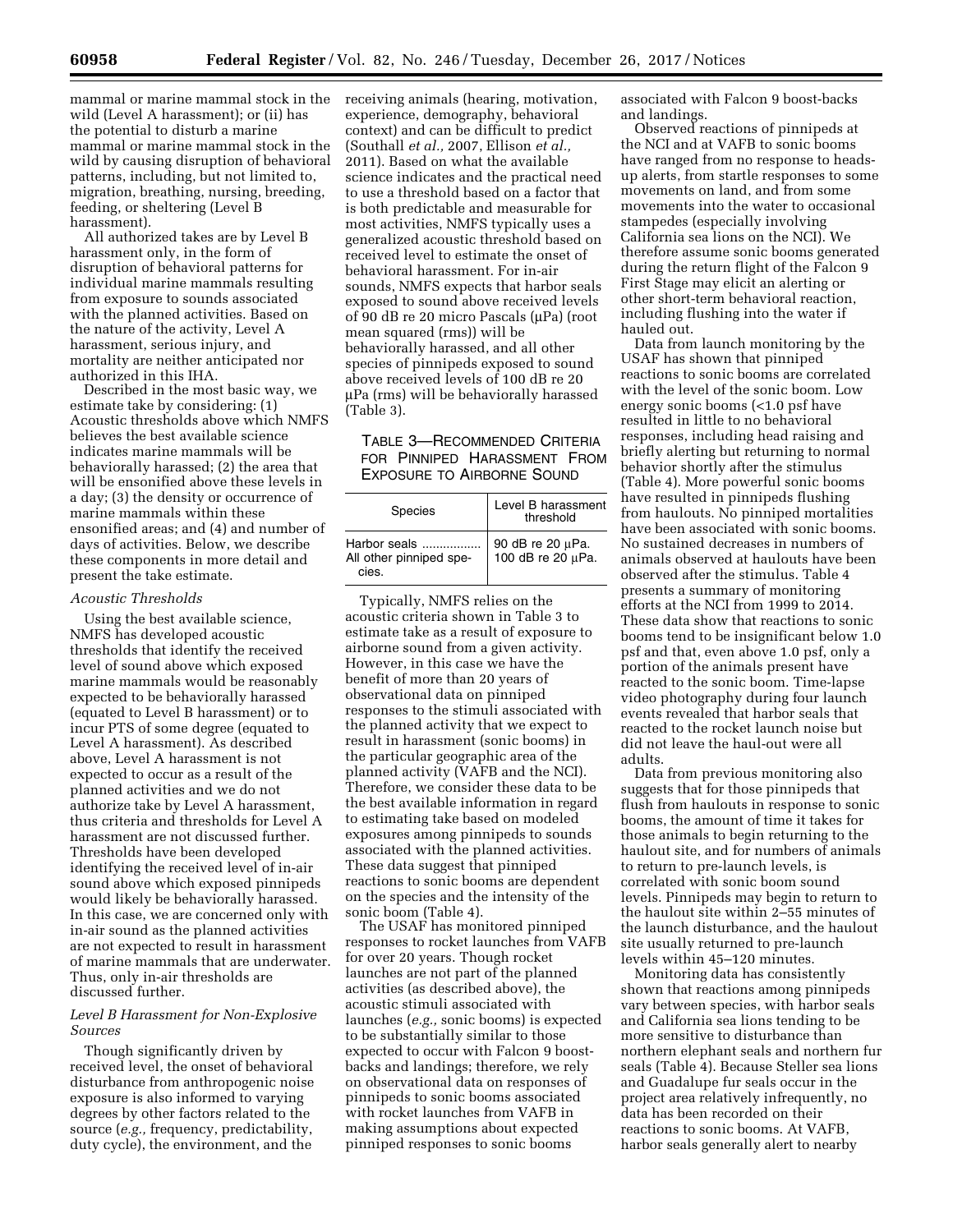mammal or marine mammal stock in the wild (Level A harassment); or (ii) has the potential to disturb a marine mammal or marine mammal stock in the wild by causing disruption of behavioral patterns, including, but not limited to, migration, breathing, nursing, breeding, feeding, or sheltering (Level B harassment).

All authorized takes are by Level B harassment only, in the form of disruption of behavioral patterns for individual marine mammals resulting from exposure to sounds associated with the planned activities. Based on the nature of the activity, Level A harassment, serious injury, and mortality are neither anticipated nor authorized in this IHA.

Described in the most basic way, we estimate take by considering: (1) Acoustic thresholds above which NMFS believes the best available science indicates marine mammals will be behaviorally harassed; (2) the area that will be ensonified above these levels in a day; (3) the density or occurrence of marine mammals within these ensonified areas; and (4) and number of days of activities. Below, we describe these components in more detail and present the take estimate.

*Acoustic Thresholds*

Using the best available science, NMFS has developed acoustic thresholds that identify the received level of sound above which exposed marine mammals would be reasonably expected to be behaviorally harassed (equated to Level B harassment) or to incur PTS of some degree (equated to Level A harassment). As described above, Level A harassment is not expected to occur as a result of the planned activities and we do not authorize take by Level A harassment, thus criteria and thresholds for Level A harassment are not discussed further. Thresholds have been developed identifying the received level of in-air sound above which exposed pinnipeds would likely be behaviorally harassed. In this case, we are concerned only with in-air sound as the planned activities are not expected to result in harassment of marine mammals that are underwater. Thus, only in-air thresholds are discussed further.

*Level B Harassment for Non-Explosive Sources*

Though significantly driven by received level, the onset of behavioral disturbance from anthropogenic noise exposure is also informed to varying degrees by other factors related to the source (*e.g.,* frequency, predictability, duty cycle), the environment, and the receiving animals (hearing, motivation, experience, demography, behavioral context) and can be difficult to predict (Southall *et al.,* 2007, Ellison *et al.,* 2011). Based on what the available science indicates and the practical need to use a threshold based on a factor that is both predictable and measurable for most activities, NMFS typically uses a generalized acoustic threshold based on received level to estimate the onset of behavioral harassment. For in-air sounds, NMFS expects that harbor seals exposed to sound above received levels of 90 dB re 20 micro Pascals (μPa) (root mean squared (rms)) will be behaviorally harassed, and all other species of pinnipeds exposed to sound above received levels of 100 dB re 20 μPa (rms) will be behaviorally harassed (Table 3).

TABLE 3—RECOMMENDED CRITERIA FOR PINNIPED HARASSMENT FROM EXPOSURE TO AIRBORNE SOUND

| Species | Level B harassment threshold |
|---|---|
| Harbor seals | 90 dB re 20 μPa. |
| All other pinniped species. | 100 dB re 20 μPa. |

Typically, NMFS relies on the acoustic criteria shown in Table 3 to estimate take as a result of exposure to airborne sound from a given activity. However, in this case we have the benefit of more than 20 years of observational data on pinniped responses to the stimuli associated with the planned activity that we expect to result in harassment (sonic booms) in the particular geographic area of the planned activity (VAFB and the NCI). Therefore, we consider these data to be the best available information in regard to estimating take based on modeled exposures among pinnipeds to sounds associated with the planned activities. These data suggest that pinniped reactions to sonic booms are dependent on the species and the intensity of the sonic boom (Table 4).

The USAF has monitored pinniped responses to rocket launches from VAFB for over 20 years. Though rocket launches are not part of the planned activities (as described above), the acoustic stimuli associated with launches (*e.g.,* sonic booms) is expected to be substantially similar to those expected to occur with Falcon 9 boost-backs and landings; therefore, we rely on observational data on responses of pinnipeds to sonic booms associated with rocket launches from VAFB in making assumptions about expected pinniped responses to sonic booms associated with Falcon 9 boost-backs and landings.

Observed reactions of pinnipeds at the NCI and at VAFB to sonic booms have ranged from no response to heads-up alerts, from startle responses to some movements on land, and from some movements into the water to occasional stampedes (especially involving California sea lions on the NCI). We therefore assume sonic booms generated during the return flight of the Falcon 9 First Stage may elicit an alerting or other short-term behavioral reaction, including flushing into the water if hauled out.

Data from launch monitoring by the USAF has shown that pinniped reactions to sonic booms are correlated with the level of the sonic boom. Low energy sonic booms (<1.0 psf have resulted in little to no behavioral responses, including head raising and briefly alerting but returning to normal behavior shortly after the stimulus (Table 4). More powerful sonic booms have resulted in pinnipeds flushing from haulouts. No pinniped mortalities have been associated with sonic booms. No sustained decreases in numbers of animals observed at haulouts have been observed after the stimulus. Table 4 presents a summary of monitoring efforts at the NCI from 1999 to 2014. These data show that reactions to sonic booms tend to be insignificant below 1.0 psf and that, even above 1.0 psf, only a portion of the animals present have reacted to the sonic boom. Time-lapse video photography during four launch events revealed that harbor seals that reacted to the rocket launch noise but did not leave the haul-out were all adults.

Data from previous monitoring also suggests that for those pinnipeds that flush from haulouts in response to sonic booms, the amount of time it takes for those animals to begin returning to the haulout site, and for numbers of animals to return to pre-launch levels, is correlated with sonic boom sound levels. Pinnipeds may begin to return to the haulout site within 2–55 minutes of the launch disturbance, and the haulout site usually returned to pre-launch levels within 45–120 minutes.

Monitoring data has consistently shown that reactions among pinnipeds vary between species, with harbor seals and California sea lions tending to be more sensitive to disturbance than northern elephant seals and northern fur seals (Table 4). Because Steller sea lions and Guadalupe fur seals occur in the project area relatively infrequently, no data has been recorded on their reactions to sonic booms. At VAFB, harbor seals generally alert to nearby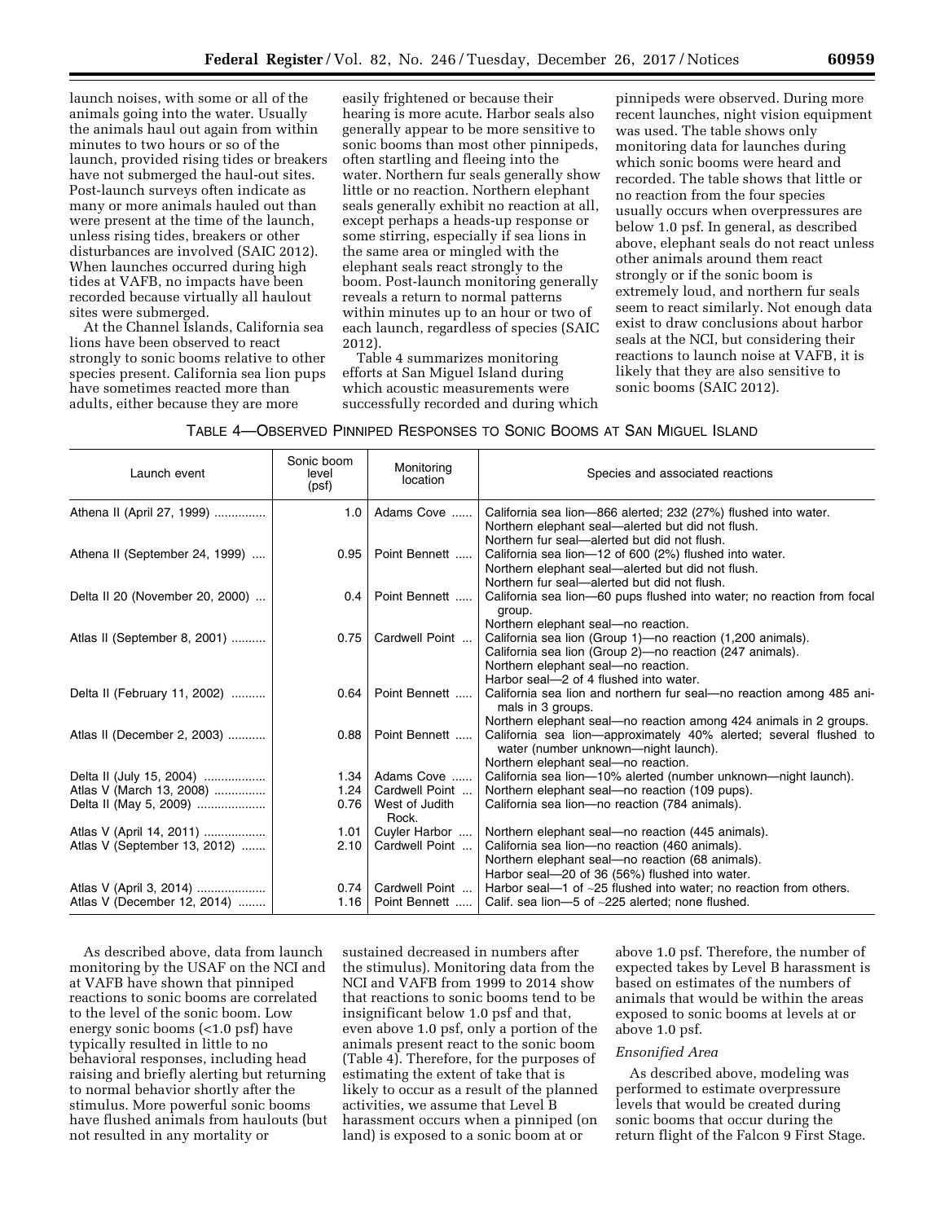launch noises, with some or all of the animals going into the water. Usually the animals haul out again from within minutes to two hours or so of the launch, provided rising tides or breakers have not submerged the haul-out sites. Post-launch surveys often indicate as many or more animals hauled out than were present at the time of the launch, unless rising tides, breakers or other disturbances are involved (SAIC 2012). When launches occurred during high tides at VAFB, no impacts have been recorded because virtually all haulout sites were submerged.

At the Channel Islands, California sea lions have been observed to react strongly to sonic booms relative to other species present. California sea lion pups have sometimes reacted more than adults, either because they are more easily frightened or because their hearing is more acute. Harbor seals also generally appear to be more sensitive to sonic booms than most other pinnipeds, often startling and fleeing into the water. Northern fur seals generally show little or no reaction. Northern elephant seals generally exhibit no reaction at all, except perhaps a heads-up response or some stirring, especially if sea lions in the same area or mingled with the elephant seals react strongly to the boom. Post-launch monitoring generally reveals a return to normal patterns within minutes up to an hour or two of each launch, regardless of species (SAIC 2012).

Table 4 summarizes monitoring efforts at San Miguel Island during which acoustic measurements were successfully recorded and during which pinnipeds were observed. During more recent launches, night vision equipment was used. The table shows only monitoring data for launches during which sonic booms were heard and recorded. The table shows that little or no reaction from the four species usually occurs when overpressures are below 1.0 psf. In general, as described above, elephant seals do not react unless other animals around them react strongly or if the sonic boom is extremely loud, and northern fur seals seem to react similarly. Not enough data exist to draw conclusions about harbor seals at the NCI, but considering their reactions to launch noise at VAFB, it is likely that they are also sensitive to sonic booms (SAIC 2012).

TABLE 4—OBSERVED PINNIPED RESPONSES TO SONIC BOOMS AT SAN MIGUEL ISLAND

| Launch event | Sonic boom level (psf) | Monitoring location | Species and associated reactions |
|---|---|---|---|
| Athena II (April 27, 1999) | 1.0 | Adams Cove | California sea lion—866 alerted; 232 (27%) flushed into water.<br>Northern elephant seal—alerted but did not flush.<br>Northern fur seal—alerted but did not flush. |
| Athena II (September 24, 1999) | 0.95 | Point Bennett | California sea lion—12 of 600 (2%) flushed into water.<br>Northern elephant seal—alerted but did not flush.<br>Northern fur seal—alerted but did not flush. |
| Delta II 20 (November 20, 2000) | 0.4 | Point Bennett | California sea lion—60 pups flushed into water; no reaction from focal group.<br>Northern elephant seal—no reaction. |
| Atlas II (September 8, 2001) | 0.75 | Cardwell Point | California sea lion (Group 1)—no reaction (1,200 animals).<br>California sea lion (Group 2)—no reaction (247 animals).<br>Northern elephant seal—no reaction.<br>Harbor seal—2 of 4 flushed into water. |
| Delta II (February 11, 2002) | 0.64 | Point Bennett | California sea lion and northern fur seal—no reaction among 485 animals in 3 groups.<br>Northern elephant seal—no reaction among 424 animals in 2 groups. |
| Atlas II (December 2, 2003) | 0.88 | Point Bennett | California sea lion—approximately 40% alerted; several flushed to water (number unknown—night launch).<br>Northern elephant seal—no reaction. |
| Delta II (July 15, 2004) | 1.34 | Adams Cove | California sea lion—10% alerted (number unknown—night launch). |
| Atlas V (March 13, 2008) | 1.24 | Cardwell Point | Northern elephant seal—no reaction (109 pups). |
| Delta II (May 5, 2009) | 0.76 | West of Judith Rock. | California sea lion—no reaction (784 animals). |
| Atlas V (April 14, 2011) | 1.01 | Cuyler Harbor | Northern elephant seal—no reaction (445 animals). |
| Atlas V (September 13, 2012) | 2.10 | Cardwell Point | California sea lion—no reaction (460 animals).<br>Northern elephant seal—no reaction (68 animals).<br>Harbor seal—20 of 36 (56%) flushed into water. |
| Atlas V (April 3, 2014) | 0.74 | Cardwell Point | Harbor seal—1 of ~25 flushed into water; no reaction from others. |
| Atlas V (December 12, 2014) | 1.16 | Point Bennett | Calif. sea lion—5 of ~225 alerted; none flushed. |

As described above, data from launch monitoring by the USAF on the NCI and at VAFB have shown that pinniped reactions to sonic booms are correlated to the level of the sonic boom. Low energy sonic booms (<1.0 psf) have typically resulted in little to no behavioral responses, including head raising and briefly alerting but returning to normal behavior shortly after the stimulus. More powerful sonic booms have flushed animals from haulouts (but not resulted in any mortality or sustained decreased in numbers after the stimulus). Monitoring data from the NCI and VAFB from 1999 to 2014 show that reactions to sonic booms tend to be insignificant below 1.0 psf and that, even above 1.0 psf, only a portion of the animals present react to the sonic boom (Table 4). Therefore, for the purposes of estimating the extent of take that is likely to occur as a result of the planned activities, we assume that Level B harassment occurs when a pinniped (on land) is exposed to a sonic boom at or above 1.0 psf. Therefore, the number of expected takes by Level B harassment is based on estimates of the numbers of animals that would be within the areas exposed to sonic booms at levels at or above 1.0 psf.

*Ensonified Area*

As described above, modeling was performed to estimate overpressure levels that would be created during sonic booms that occur during the return flight of the Falcon 9 First Stage.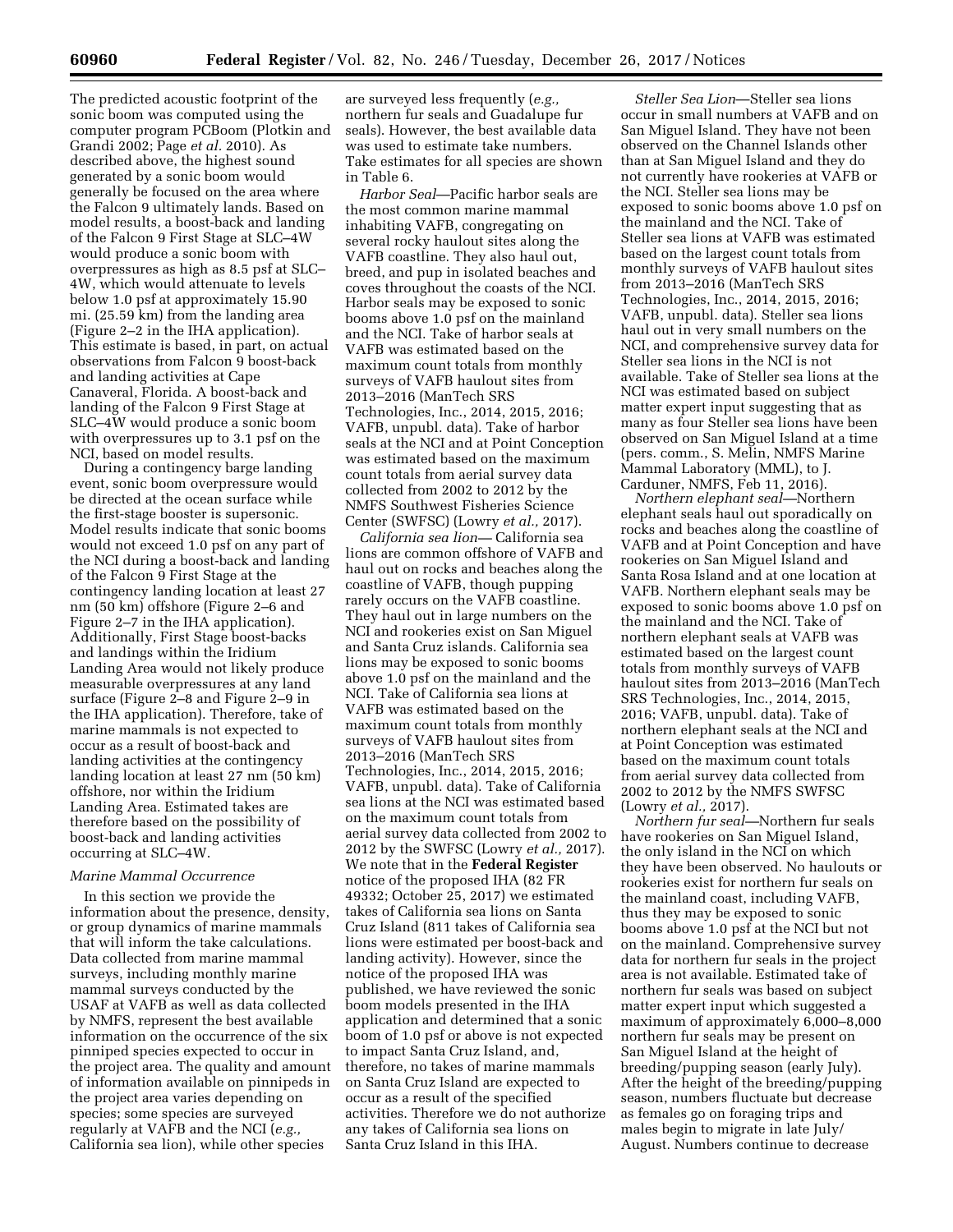The predicted acoustic footprint of the sonic boom was computed using the computer program PCBoom (Plotkin and Grandi 2002; Page *et al.* 2010). As described above, the highest sound generated by a sonic boom would generally be focused on the area where the Falcon 9 ultimately lands. Based on model results, a boost-back and landing of the Falcon 9 First Stage at SLC–4W would produce a sonic boom with overpressures as high as 8.5 psf at SLC–4W, which would attenuate to levels below 1.0 psf at approximately 15.90 mi. (25.59 km) from the landing area (Figure 2–2 in the IHA application). This estimate is based, in part, on actual observations from Falcon 9 boost-back and landing activities at Cape Canaveral, Florida. A boost-back and landing of the Falcon 9 First Stage at SLC–4W would produce a sonic boom with overpressures up to 3.1 psf on the NCI, based on model results.

During a contingency barge landing event, sonic boom overpressure would be directed at the ocean surface while the first-stage booster is supersonic. Model results indicate that sonic booms would not exceed 1.0 psf on any part of the NCI during a boost-back and landing of the Falcon 9 First Stage at the contingency landing location at least 27 nm (50 km) offshore (Figure 2–6 and Figure 2–7 in the IHA application). Additionally, First Stage boost-backs and landings within the Iridium Landing Area would not likely produce measurable overpressures at any land surface (Figure 2–8 and Figure 2–9 in the IHA application). Therefore, take of marine mammals is not expected to occur as a result of boost-back and landing activities at the contingency landing location at least 27 nm (50 km) offshore, nor within the Iridium Landing Area. Estimated takes are therefore based on the possibility of boost-back and landing activities occurring at SLC–4W.

*Marine Mammal Occurrence*

In this section we provide the information about the presence, density, or group dynamics of marine mammals that will inform the take calculations. Data collected from marine mammal surveys, including monthly marine mammal surveys conducted by the USAF at VAFB as well as data collected by NMFS, represent the best available information on the occurrence of the six pinniped species expected to occur in the project area. The quality and amount of information available on pinnipeds in the project area varies depending on species; some species are surveyed regularly at VAFB and the NCI (*e.g.,* California sea lion), while other species are surveyed less frequently (*e.g.,* northern fur seals and Guadalupe fur seals). However, the best available data was used to estimate take numbers. Take estimates for all species are shown in Table 6.

*Harbor Seal*—Pacific harbor seals are the most common marine mammal inhabiting VAFB, congregating on several rocky haulout sites along the VAFB coastline. They also haul out, breed, and pup in isolated beaches and coves throughout the coasts of the NCI. Harbor seals may be exposed to sonic booms above 1.0 psf on the mainland and the NCI. Take of harbor seals at VAFB was estimated based on the maximum count totals from monthly surveys of VAFB haulout sites from 2013–2016 (ManTech SRS Technologies, Inc., 2014, 2015, 2016; VAFB, unpubl. data). Take of harbor seals at the NCI and at Point Conception was estimated based on the maximum count totals from aerial survey data collected from 2002 to 2012 by the NMFS Southwest Fisheries Science Center (SWFSC) (Lowry *et al.,* 2017).

*California sea lion*— California sea lions are common offshore of VAFB and haul out on rocks and beaches along the coastline of VAFB, though pupping rarely occurs on the VAFB coastline. They haul out in large numbers on the NCI and rookeries exist on San Miguel and Santa Cruz islands. California sea lions may be exposed to sonic booms above 1.0 psf on the mainland and the NCI. Take of California sea lions at VAFB was estimated based on the maximum count totals from monthly surveys of VAFB haulout sites from 2013–2016 (ManTech SRS Technologies, Inc., 2014, 2015, 2016; VAFB, unpubl. data). Take of California sea lions at the NCI was estimated based on the maximum count totals from aerial survey data collected from 2002 to 2012 by the SWFSC (Lowry *et al.,* 2017). We note that in the **Federal Register** notice of the proposed IHA (82 FR 49332; October 25, 2017) we estimated takes of California sea lions on Santa Cruz Island (811 takes of California sea lions were estimated per boost-back and landing activity). However, since the notice of the proposed IHA was published, we have reviewed the sonic boom models presented in the IHA application and determined that a sonic boom of 1.0 psf or above is not expected to impact Santa Cruz Island, and, therefore, no takes of marine mammals on Santa Cruz Island are expected to occur as a result of the specified activities. Therefore we do not authorize any takes of California sea lions on Santa Cruz Island in this IHA.

*Steller Sea Lion*—Steller sea lions occur in small numbers at VAFB and on San Miguel Island. They have not been observed on the Channel Islands other than at San Miguel Island and they do not currently have rookeries at VAFB or the NCI. Steller sea lions may be exposed to sonic booms above 1.0 psf on the mainland and the NCI. Take of Steller sea lions at VAFB was estimated based on the largest count totals from monthly surveys of VAFB haulout sites from 2013–2016 (ManTech SRS Technologies, Inc., 2014, 2015, 2016; VAFB, unpubl. data). Steller sea lions haul out in very small numbers on the NCI, and comprehensive survey data for Steller sea lions in the NCI is not available. Take of Steller sea lions at the NCI was estimated based on subject matter expert input suggesting that as many as four Steller sea lions have been observed on San Miguel Island at a time (pers. comm., S. Melin, NMFS Marine Mammal Laboratory (MML), to J. Carduner, NMFS, Feb 11, 2016).

*Northern elephant seal*—Northern elephant seals haul out sporadically on rocks and beaches along the coastline of VAFB and at Point Conception and have rookeries on San Miguel Island and Santa Rosa Island and at one location at VAFB. Northern elephant seals may be exposed to sonic booms above 1.0 psf on the mainland and the NCI. Take of northern elephant seals at VAFB was estimated based on the largest count totals from monthly surveys of VAFB haulout sites from 2013–2016 (ManTech SRS Technologies, Inc., 2014, 2015, 2016; VAFB, unpubl. data). Take of northern elephant seals at the NCI and at Point Conception was estimated based on the maximum count totals from aerial survey data collected from 2002 to 2012 by the NMFS SWFSC (Lowry *et al.,* 2017).

*Northern fur seal*—Northern fur seals have rookeries on San Miguel Island, the only island in the NCI on which they have been observed. No haulouts or rookeries exist for northern fur seals on the mainland coast, including VAFB, thus they may be exposed to sonic booms above 1.0 psf at the NCI but not on the mainland. Comprehensive survey data for northern fur seals in the project area is not available. Estimated take of northern fur seals was based on subject matter expert input which suggested a maximum of approximately 6,000–8,000 northern fur seals may be present on San Miguel Island at the height of breeding/pupping season (early July). After the height of the breeding/pupping season, numbers fluctuate but decrease as females go on foraging trips and males begin to migrate in late July/August. Numbers continue to decrease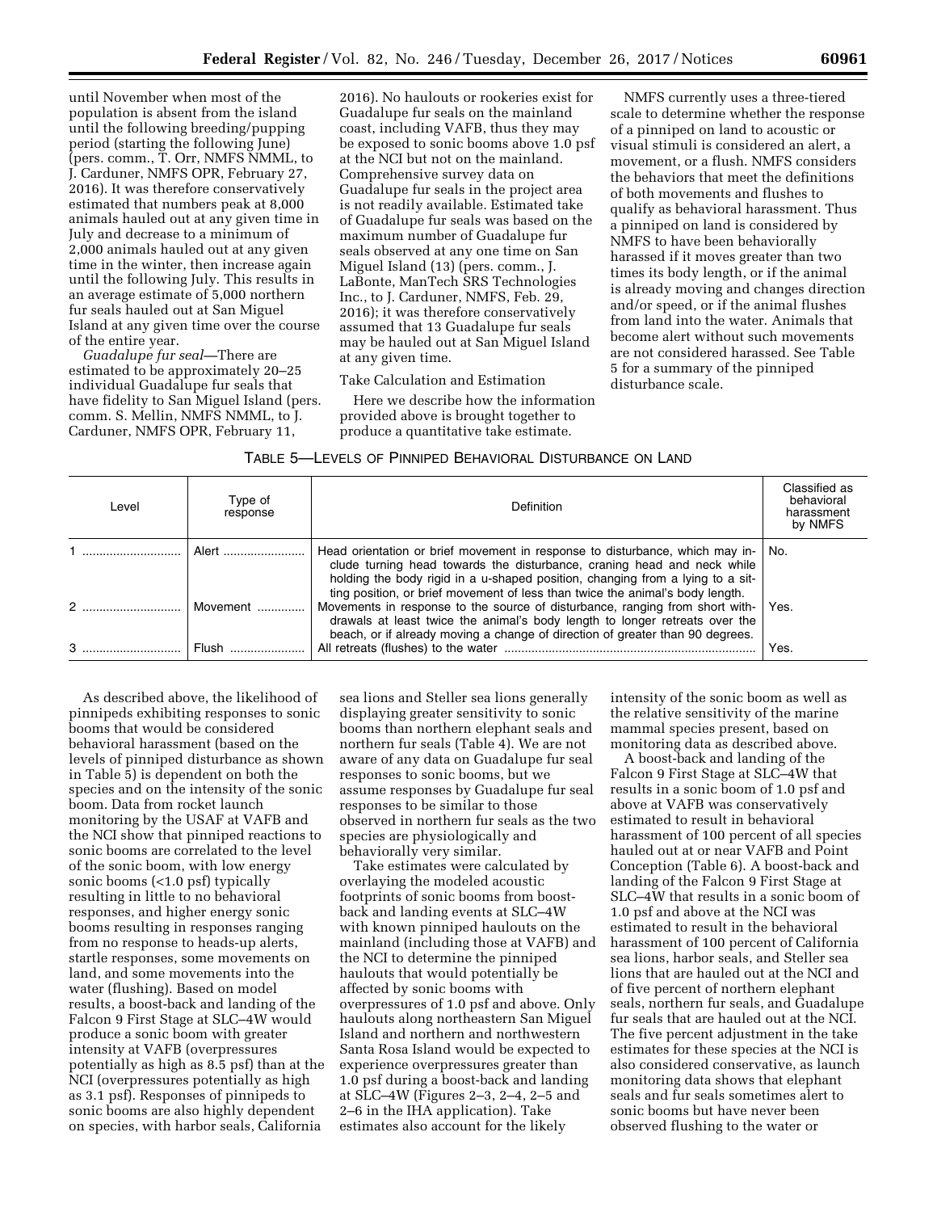until November when most of the population is absent from the island until the following breeding/pupping period (starting the following June) (pers. comm., T. Orr, NMFS NMML, to J. Carduner, NMFS OPR, February 27, 2016). It was therefore conservatively estimated that numbers peak at 8,000 animals hauled out at any given time in July and decrease to a minimum of 2,000 animals hauled out at any given time in the winter, then increase again until the following July. This results in an average estimate of 5,000 northern fur seals hauled out at San Miguel Island at any given time over the course of the entire year.

*Guadalupe fur seal*—There are estimated to be approximately 20–25 individual Guadalupe fur seals that have fidelity to San Miguel Island (pers. comm. S. Mellin, NMFS NMML, to J. Carduner, NMFS OPR, February 11, 2016). No haulouts or rookeries exist for Guadalupe fur seals on the mainland coast, including VAFB, thus they may be exposed to sonic booms above 1.0 psf at the NCI but not on the mainland. Comprehensive survey data on Guadalupe fur seals in the project area is not readily available. Estimated take of Guadalupe fur seals was based on the maximum number of Guadalupe fur seals observed at any one time on San Miguel Island (13) (pers. comm., J. LaBonte, ManTech SRS Technologies Inc., to J. Carduner, NMFS, Feb. 29, 2016); it was therefore conservatively assumed that 13 Guadalupe fur seals may be hauled out at San Miguel Island at any given time.

Take Calculation and Estimation

Here we describe how the information provided above is brought together to produce a quantitative take estimate.

NMFS currently uses a three-tiered scale to determine whether the response of a pinniped on land to acoustic or visual stimuli is considered an alert, a movement, or a flush. NMFS considers the behaviors that meet the definitions of both movements and flushes to qualify as behavioral harassment. Thus a pinniped on land is considered by NMFS to have been behaviorally harassed if it moves greater than two times its body length, or if the animal is already moving and changes direction and/or speed, or if the animal flushes from land into the water. Animals that become alert without such movements are not considered harassed. See Table 5 for a summary of the pinniped disturbance scale.

TABLE 5—LEVELS OF PINNIPED BEHAVIORAL DISTURBANCE ON LAND

| Level | Type of response | Definition | Classified as behavioral harassment by NMFS |
| --- | --- | --- | --- |
| 1 | Alert | Head orientation or brief movement in response to disturbance, which may include turning head towards the disturbance, craning head and neck while holding the body rigid in a u-shaped position, changing from a lying to a sitting position, or brief movement of less than twice the animal's body length. | No. |
| 2 | Movement | Movements in response to the source of disturbance, ranging from short withdrawals at least twice the animal's body length to longer retreats over the beach, or if already moving a change of direction of greater than 90 degrees. | Yes. |
| 3 | Flush | All retreats (flushes) to the water | Yes. |

As described above, the likelihood of pinnipeds exhibiting responses to sonic booms that would be considered behavioral harassment (based on the levels of pinniped disturbance as shown in Table 5) is dependent on both the species and on the intensity of the sonic boom. Data from rocket launch monitoring by the USAF at VAFB and the NCI show that pinniped reactions to sonic booms are correlated to the level of the sonic boom, with low energy sonic booms (<1.0 psf) typically resulting in little to no behavioral responses, and higher energy sonic booms resulting in responses ranging from no response to heads-up alerts, startle responses, some movements on land, and some movements into the water (flushing). Based on model results, a boost-back and landing of the Falcon 9 First Stage at SLC–4W would produce a sonic boom with greater intensity at VAFB (overpressures potentially as high as 8.5 psf) than at the NCI (overpressures potentially as high as 3.1 psf). Responses of pinnipeds to sonic booms are also highly dependent on species, with harbor seals, California sea lions and Steller sea lions generally displaying greater sensitivity to sonic booms than northern elephant seals and northern fur seals (Table 4). We are not aware of any data on Guadalupe fur seal responses to sonic booms, but we assume responses by Guadalupe fur seal responses to be similar to those observed in northern fur seals as the two species are physiologically and behaviorally very similar.

Take estimates were calculated by overlaying the modeled acoustic footprints of sonic booms from boost-back and landing events at SLC–4W with known pinniped haulouts on the mainland (including those at VAFB) and the NCI to determine the pinniped haulouts that would potentially be affected by sonic booms with overpressures of 1.0 psf and above. Only haulouts along northeastern San Miguel Island and northern and northwestern Santa Rosa Island would be expected to experience overpressures greater than 1.0 psf during a boost-back and landing at SLC–4W (Figures 2–3, 2–4, 2–5 and 2–6 in the IHA application). Take estimates also account for the likely intensity of the sonic boom as well as the relative sensitivity of the marine mammal species present, based on monitoring data as described above.

A boost-back and landing of the Falcon 9 First Stage at SLC–4W that results in a sonic boom of 1.0 psf and above at VAFB was conservatively estimated to result in behavioral harassment of 100 percent of all species hauled out at or near VAFB and Point Conception (Table 6). A boost-back and landing of the Falcon 9 First Stage at SLC–4W that results in a sonic boom of 1.0 psf and above at the NCI was estimated to result in the behavioral harassment of 100 percent of California sea lions, harbor seals, and Steller sea lions that are hauled out at the NCI and of five percent of northern elephant seals, northern fur seals, and Guadalupe fur seals that are hauled out at the NCI. The five percent adjustment in the take estimates for these species at the NCI is also considered conservative, as launch monitoring data shows that elephant seals and fur seals sometimes alert to sonic booms but have never been observed flushing to the water or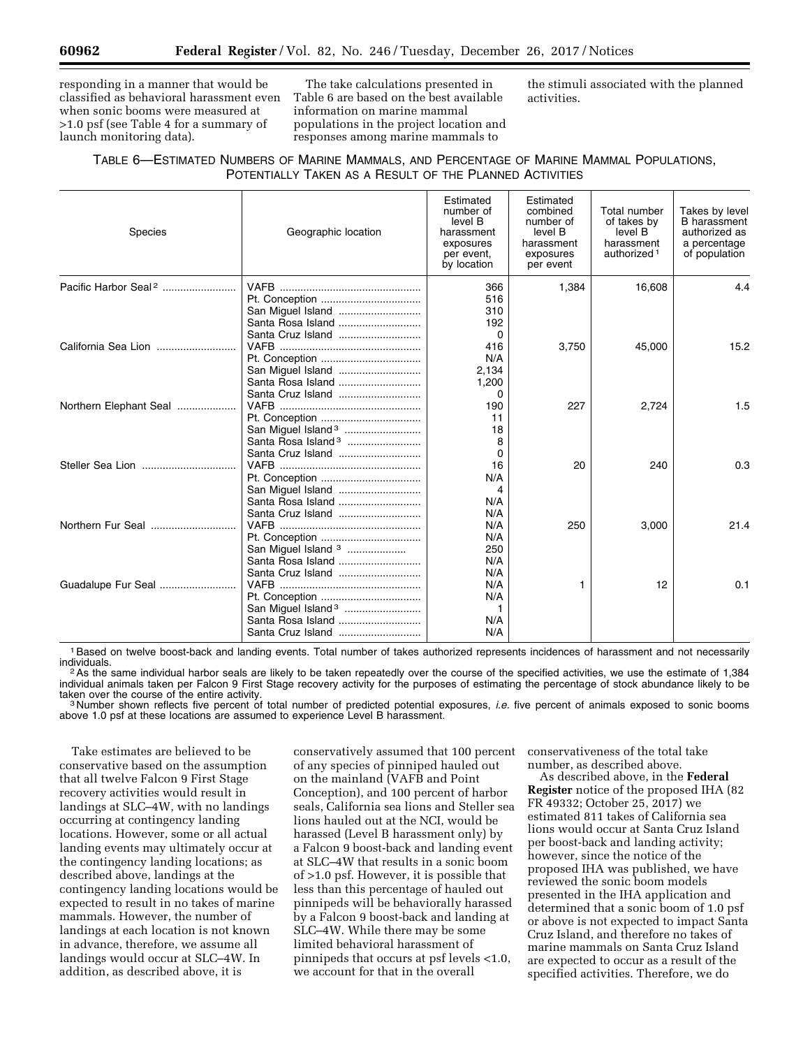responding in a manner that would be classified as behavioral harassment even when sonic booms were measured at >1.0 psf (see Table 4 for a summary of launch monitoring data).

The take calculations presented in Table 6 are based on the best available information on marine mammal populations in the project location and responses among marine mammals to the stimuli associated with the planned activities.

TABLE 6—ESTIMATED NUMBERS OF MARINE MAMMALS, AND PERCENTAGE OF MARINE MAMMAL POPULATIONS, POTENTIALLY TAKEN AS A RESULT OF THE PLANNED ACTIVITIES

| Species | Geographic location | Estimated number of level B harassment exposures per event, by location | Estimated combined number of level B harassment exposures per event | Total number of takes by level B harassment authorized [1] | Takes by level B harassment authorized as a percentage of population |
|---|---|---|---|---|---|
| Pacific Harbor Seal [2] | VAFB | 366 | 1,384 | 16,608 | 4.4 |
| | Pt. Conception | 516 | | | |
| | San Miguel Island | 310 | | | |
| | Santa Rosa Island | 192 | | | |
| | Santa Cruz Island | 0 | | | |
| California Sea Lion | VAFB | 416 | 3,750 | 45,000 | 15.2 |
| | Pt. Conception | N/A | | | |
| | San Miguel Island | 2,134 | | | |
| | Santa Rosa Island | 1,200 | | | |
| | Santa Cruz Island | 0 | | | |
| Northern Elephant Seal | VAFB | 190 | 227 | 2,724 | 1.5 |
| | Pt. Conception | 11 | | | |
| | San Miguel Island [3] | 18 | | | |
| | Santa Rosa Island [3] | 8 | | | |
| | Santa Cruz Island | 0 | | | |
| Steller Sea Lion | VAFB | 16 | 20 | 240 | 0.3 |
| | Pt. Conception | N/A | | | |
| | San Miguel Island | 4 | | | |
| | Santa Rosa Island | N/A | | | |
| | Santa Cruz Island | N/A | | | |
| Northern Fur Seal | VAFB | N/A | 250 | 3,000 | 21.4 |
| | Pt. Conception | N/A | | | |
| | San Miguel Island [3] | 250 | | | |
| | Santa Rosa Island | N/A | | | |
| | Santa Cruz Island | N/A | | | |
| Guadalupe Fur Seal | VAFB | N/A | 1 | 12 | 0.1 |
| | Pt. Conception | N/A | | | |
| | San Miguel Island [3] | 1 | | | |
| | Santa Rosa Island | N/A | | | |
| | Santa Cruz Island | N/A | | | |

[1] Based on twelve boost-back and landing events. Total number of takes authorized represents incidences of harassment and not necessarily individuals.

[2] As the same individual harbor seals are likely to be taken repeatedly over the course of the specified activities, we use the estimate of 1,384 individual animals taken per Falcon 9 First Stage recovery activity for the purposes of estimating the percentage of stock abundance likely to be taken over the course of the entire activity.

[3] Number shown reflects five percent of total number of predicted potential exposures, *i.e.* five percent of animals exposed to sonic booms above 1.0 psf at these locations are assumed to experience Level B harassment.

Take estimates are believed to be conservative based on the assumption that all twelve Falcon 9 First Stage recovery activities would result in landings at SLC–4W, with no landings occurring at contingency landing locations. However, some or all actual landing events may ultimately occur at the contingency landing locations; as described above, landings at the contingency landing locations would be expected to result in no takes of marine mammals. However, the number of landings at each location is not known in advance, therefore, we assume all landings would occur at SLC–4W. In addition, as described above, it is conservatively assumed that 100 percent of any species of pinniped hauled out on the mainland (VAFB and Point Conception), and 100 percent of harbor seals, California sea lions and Steller sea lions hauled out at the NCI, would be harassed (Level B harassment only) by a Falcon 9 boost-back and landing event at SLC–4W that results in a sonic boom of >1.0 psf. However, it is possible that less than this percentage of hauled out pinnipeds will be behaviorally harassed by a Falcon 9 boost-back and landing at SLC–4W. While there may be some limited behavioral harassment of pinnipeds that occurs at psf levels <1.0, we account for that in the overall conservativeness of the total take number, as described above.

As described above, in the **Federal Register** notice of the proposed IHA (82 FR 49332; October 25, 2017) we estimated 811 takes of California sea lions would occur at Santa Cruz Island per boost-back and landing activity; however, since the notice of the proposed IHA was published, we have reviewed the sonic boom models presented in the IHA application and determined that a sonic boom of 1.0 psf or above is not expected to impact Santa Cruz Island, and therefore no takes of marine mammals on Santa Cruz Island are expected to occur as a result of the specified activities. Therefore, we do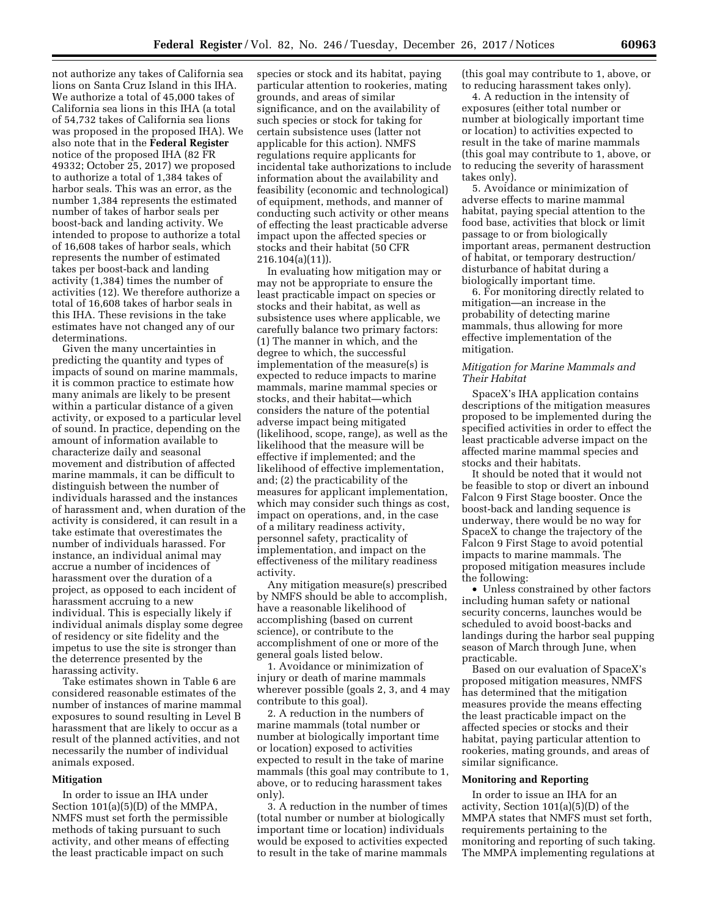not authorize any takes of California sea lions on Santa Cruz Island in this IHA. We authorize a total of 45,000 takes of California sea lions in this IHA (a total of 54,732 takes of California sea lions was proposed in the proposed IHA). We also note that in the **Federal Register** notice of the proposed IHA (82 FR 49332; October 25, 2017) we proposed to authorize a total of 1,384 takes of harbor seals. This was an error, as the number 1,384 represents the estimated number of takes of harbor seals per boost-back and landing activity. We intended to propose to authorize a total of 16,608 takes of harbor seals, which represents the number of estimated takes per boost-back and landing activity (1,384) times the number of activities (12). We therefore authorize a total of 16,608 takes of harbor seals in this IHA. These revisions in the take estimates have not changed any of our determinations.

Given the many uncertainties in predicting the quantity and types of impacts of sound on marine mammals, it is common practice to estimate how many animals are likely to be present within a particular distance of a given activity, or exposed to a particular level of sound. In practice, depending on the amount of information available to characterize daily and seasonal movement and distribution of affected marine mammals, it can be difficult to distinguish between the number of individuals harassed and the instances of harassment and, when duration of the activity is considered, it can result in a take estimate that overestimates the number of individuals harassed. For instance, an individual animal may accrue a number of incidences of harassment over the duration of a project, as opposed to each incident of harassment accruing to a new individual. This is especially likely if individual animals display some degree of residency or site fidelity and the impetus to use the site is stronger than the deterrence presented by the harassing activity.

Take estimates shown in Table 6 are considered reasonable estimates of the number of instances of marine mammal exposures to sound resulting in Level B harassment that are likely to occur as a result of the planned activities, and not necessarily the number of individual animals exposed.

## Mitigation

In order to issue an IHA under Section 101(a)(5)(D) of the MMPA, NMFS must set forth the permissible methods of taking pursuant to such activity, and other means of effecting the least practicable impact on such species or stock and its habitat, paying particular attention to rookeries, mating grounds, and areas of similar significance, and on the availability of such species or stock for taking for certain subsistence uses (latter not applicable for this action). NMFS regulations require applicants for incidental take authorizations to include information about the availability and feasibility (economic and technological) of equipment, methods, and manner of conducting such activity or other means of effecting the least practicable adverse impact upon the affected species or stocks and their habitat (50 CFR 216.104(a)(11)).

In evaluating how mitigation may or may not be appropriate to ensure the least practicable impact on species or stocks and their habitat, as well as subsistence uses where applicable, we carefully balance two primary factors: (1) The manner in which, and the degree to which, the successful implementation of the measure(s) is expected to reduce impacts to marine mammals, marine mammal species or stocks, and their habitat—which considers the nature of the potential adverse impact being mitigated (likelihood, scope, range), as well as the likelihood that the measure will be effective if implemented; and the likelihood of effective implementation, and; (2) the practicability of the measures for applicant implementation, which may consider such things as cost, impact on operations, and, in the case of a military readiness activity, personnel safety, practicality of implementation, and impact on the effectiveness of the military readiness activity.

Any mitigation measure(s) prescribed by NMFS should be able to accomplish, have a reasonable likelihood of accomplishing (based on current science), or contribute to the accomplishment of one or more of the general goals listed below.

1. Avoidance or minimization of injury or death of marine mammals wherever possible (goals 2, 3, and 4 may contribute to this goal).

2. A reduction in the numbers of marine mammals (total number or number at biologically important time or location) exposed to activities expected to result in the take of marine mammals (this goal may contribute to 1, above, or to reducing harassment takes only).

3. A reduction in the number of times (total number or number at biologically important time or location) individuals would be exposed to activities expected to result in the take of marine mammals (this goal may contribute to 1, above, or to reducing harassment takes only).

4. A reduction in the intensity of exposures (either total number or number at biologically important time or location) to activities expected to result in the take of marine mammals (this goal may contribute to 1, above, or to reducing the severity of harassment takes only).

5. Avoidance or minimization of adverse effects to marine mammal habitat, paying special attention to the food base, activities that block or limit passage to or from biologically important areas, permanent destruction of habitat, or temporary destruction/disturbance of habitat during a biologically important time.

6. For monitoring directly related to mitigation—an increase in the probability of detecting marine mammals, thus allowing for more effective implementation of the mitigation.

### *Mitigation for Marine Mammals and Their Habitat*

SpaceX's IHA application contains descriptions of the mitigation measures proposed to be implemented during the specified activities in order to effect the least practicable adverse impact on the affected marine mammal species and stocks and their habitats.

It should be noted that it would not be feasible to stop or divert an inbound Falcon 9 First Stage booster. Once the boost-back and landing sequence is underway, there would be no way for SpaceX to change the trajectory of the Falcon 9 First Stage to avoid potential impacts to marine mammals. The proposed mitigation measures include the following:

- Unless constrained by other factors including human safety or national security concerns, launches would be scheduled to avoid boost-backs and landings during the harbor seal pupping season of March through June, when practicable.

Based on our evaluation of SpaceX's proposed mitigation measures, NMFS has determined that the mitigation measures provide the means effecting the least practicable impact on the affected species or stocks and their habitat, paying particular attention to rookeries, mating grounds, and areas of similar significance.

## Monitoring and Reporting

In order to issue an IHA for an activity, Section 101(a)(5)(D) of the MMPA states that NMFS must set forth, requirements pertaining to the monitoring and reporting of such taking. The MMPA implementing regulations at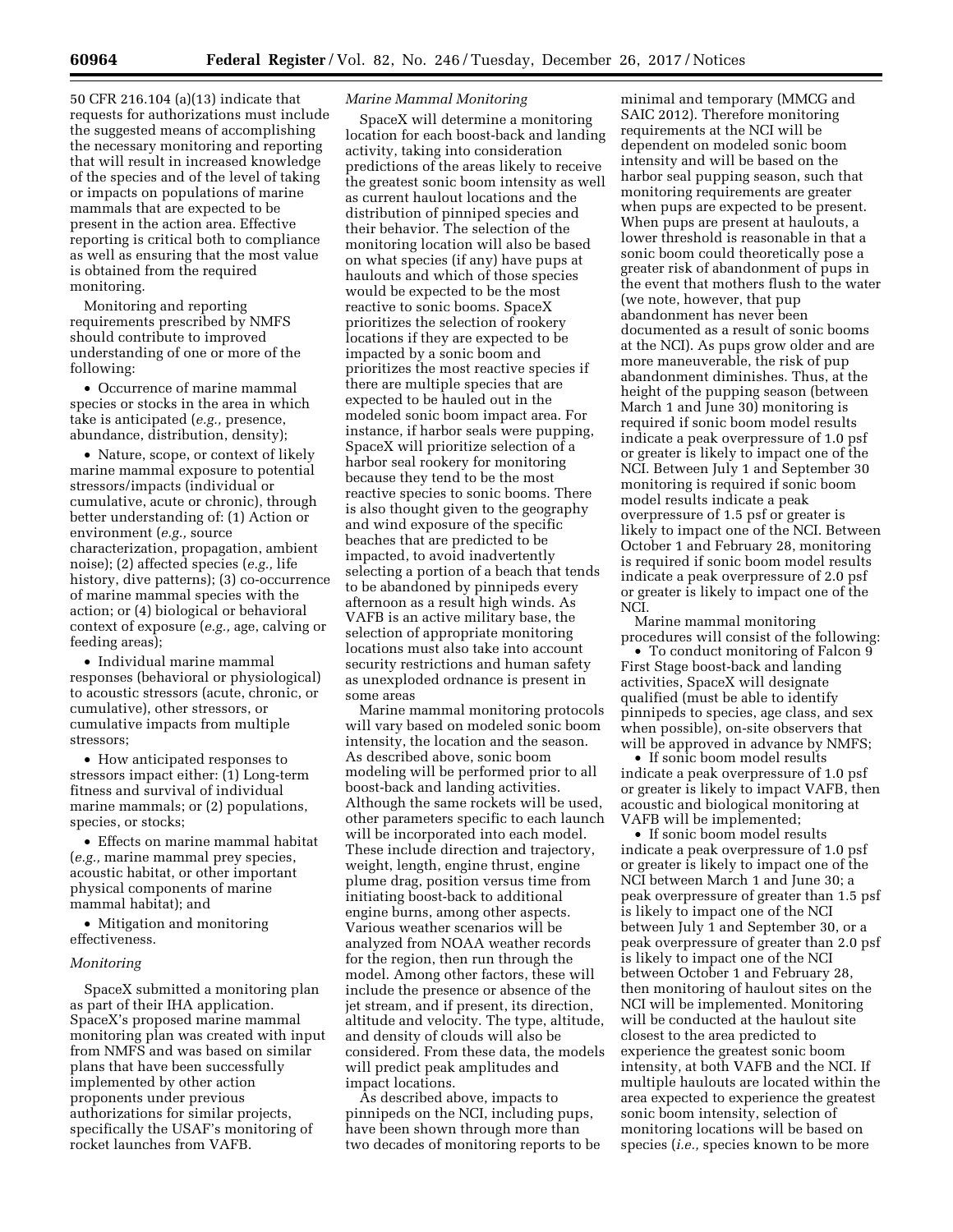50 CFR 216.104 (a)(13) indicate that requests for authorizations must include the suggested means of accomplishing the necessary monitoring and reporting that will result in increased knowledge of the species and of the level of taking or impacts on populations of marine mammals that are expected to be present in the action area. Effective reporting is critical both to compliance as well as ensuring that the most value is obtained from the required monitoring.

Monitoring and reporting requirements prescribed by NMFS should contribute to improved understanding of one or more of the following:

- Occurrence of marine mammal species or stocks in the area in which take is anticipated (*e.g.,* presence, abundance, distribution, density);
- Nature, scope, or context of likely marine mammal exposure to potential stressors/impacts (individual or cumulative, acute or chronic), through better understanding of: (1) Action or environment (*e.g.,* source characterization, propagation, ambient noise); (2) affected species (*e.g.,* life history, dive patterns); (3) co-occurrence of marine mammal species with the action; or (4) biological or behavioral context of exposure (*e.g.,* age, calving or feeding areas);
- Individual marine mammal responses (behavioral or physiological) to acoustic stressors (acute, chronic, or cumulative), other stressors, or cumulative impacts from multiple stressors;
- How anticipated responses to stressors impact either: (1) Long-term fitness and survival of individual marine mammals; or (2) populations, species, or stocks;
- Effects on marine mammal habitat (*e.g.,* marine mammal prey species, acoustic habitat, or other important physical components of marine mammal habitat); and
- Mitigation and monitoring effectiveness.

*Monitoring*

SpaceX submitted a monitoring plan as part of their IHA application. SpaceX's proposed marine mammal monitoring plan was created with input from NMFS and was based on similar plans that have been successfully implemented by other action proponents under previous authorizations for similar projects, specifically the USAF's monitoring of rocket launches from VAFB.

*Marine Mammal Monitoring*

SpaceX will determine a monitoring location for each boost-back and landing activity, taking into consideration predictions of the areas likely to receive the greatest sonic boom intensity as well as current haulout locations and the distribution of pinniped species and their behavior. The selection of the monitoring location will also be based on what species (if any) have pups at haulouts and which of those species would be expected to be the most reactive to sonic booms. SpaceX prioritizes the selection of rookery locations if they are expected to be impacted by a sonic boom and prioritizes the most reactive species if there are multiple species that are expected to be hauled out in the modeled sonic boom impact area. For instance, if harbor seals were pupping, SpaceX will prioritize selection of a harbor seal rookery for monitoring because they tend to be the most reactive species to sonic booms. There is also thought given to the geography and wind exposure of the specific beaches that are predicted to be impacted, to avoid inadvertently selecting a portion of a beach that tends to be abandoned by pinnipeds every afternoon as a result high winds. As VAFB is an active military base, the selection of appropriate monitoring locations must also take into account security restrictions and human safety as unexploded ordnance is present in some areas

Marine mammal monitoring protocols will vary based on modeled sonic boom intensity, the location and the season. As described above, sonic boom modeling will be performed prior to all boost-back and landing activities. Although the same rockets will be used, other parameters specific to each launch will be incorporated into each model. These include direction and trajectory, weight, length, engine thrust, engine plume drag, position versus time from initiating boost-back to additional engine burns, among other aspects. Various weather scenarios will be analyzed from NOAA weather records for the region, then run through the model. Among other factors, these will include the presence or absence of the jet stream, and if present, its direction, altitude and velocity. The type, altitude, and density of clouds will also be considered. From these data, the models will predict peak amplitudes and impact locations.

As described above, impacts to pinnipeds on the NCI, including pups, have been shown through more than two decades of monitoring reports to be minimal and temporary (MMCG and SAIC 2012). Therefore monitoring requirements at the NCI will be dependent on modeled sonic boom intensity and will be based on the harbor seal pupping season, such that monitoring requirements are greater when pups are expected to be present. When pups are present at haulouts, a lower threshold is reasonable in that a sonic boom could theoretically pose a greater risk of abandonment of pups in the event that mothers flush to the water (we note, however, that pup abandonment has never been documented as a result of sonic booms at the NCI). As pups grow older and are more maneuverable, the risk of pup abandonment diminishes. Thus, at the height of the pupping season (between March 1 and June 30) monitoring is required if sonic boom model results indicate a peak overpressure of 1.0 psf or greater is likely to impact one of the NCI. Between July 1 and September 30 monitoring is required if sonic boom model results indicate a peak overpressure of 1.5 psf or greater is likely to impact one of the NCI. Between October 1 and February 28, monitoring is required if sonic boom model results indicate a peak overpressure of 2.0 psf or greater is likely to impact one of the NCI.

Marine mammal monitoring procedures will consist of the following:

- To conduct monitoring of Falcon 9 First Stage boost-back and landing activities, SpaceX will designate qualified (must be able to identify pinnipeds to species, age class, and sex when possible), on-site observers that will be approved in advance by NMFS;
- If sonic boom model results indicate a peak overpressure of 1.0 psf or greater is likely to impact VAFB, then acoustic and biological monitoring at VAFB will be implemented;
- If sonic boom model results indicate a peak overpressure of 1.0 psf or greater is likely to impact one of the NCI between March 1 and June 30; a peak overpressure of greater than 1.5 psf is likely to impact one of the NCI between July 1 and September 30, or a peak overpressure of greater than 2.0 psf is likely to impact one of the NCI between October 1 and February 28, then monitoring of haulout sites on the NCI will be implemented. Monitoring will be conducted at the haulout site closest to the area predicted to experience the greatest sonic boom intensity, at both VAFB and the NCI. If multiple haulouts are located within the area expected to experience the greatest sonic boom intensity, selection of monitoring locations will be based on species (*i.e.,* species known to be more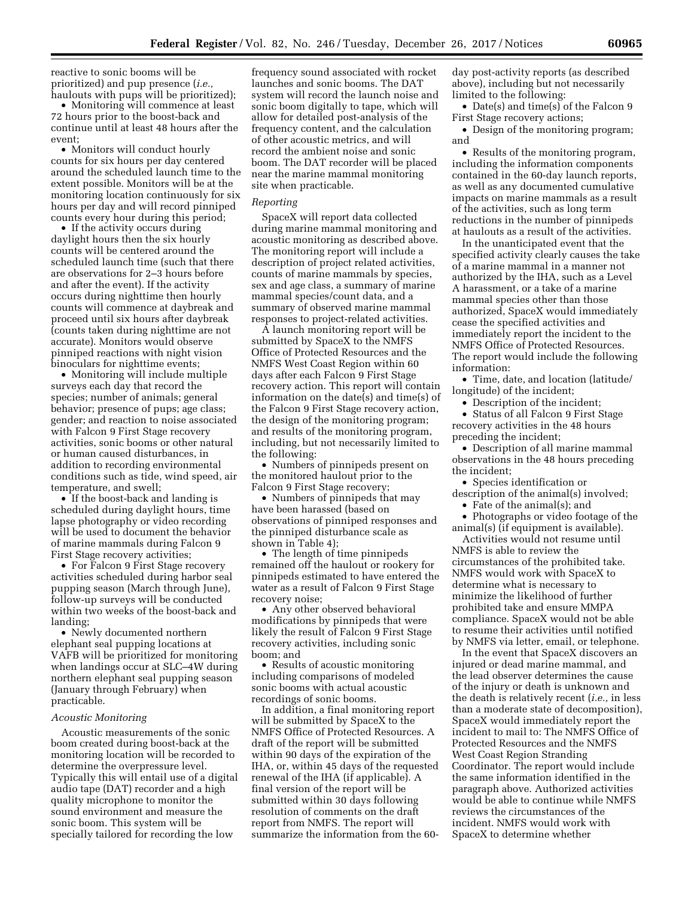reactive to sonic booms will be prioritized) and pup presence (*i.e.,* haulouts with pups will be prioritized);

- Monitoring will commence at least 72 hours prior to the boost-back and continue until at least 48 hours after the event;
- Monitors will conduct hourly counts for six hours per day centered around the scheduled launch time to the extent possible. Monitors will be at the monitoring location continuously for six hours per day and will record pinniped counts every hour during this period;
- If the activity occurs during daylight hours then the six hourly counts will be centered around the scheduled launch time (such that there are observations for 2–3 hours before and after the event). If the activity occurs during nighttime then hourly counts will commence at daybreak and proceed until six hours after daybreak (counts taken during nighttime are not accurate). Monitors would observe pinniped reactions with night vision binoculars for nighttime events;
- Monitoring will include multiple surveys each day that record the species; number of animals; general behavior; presence of pups; age class; gender; and reaction to noise associated with Falcon 9 First Stage recovery activities, sonic booms or other natural or human caused disturbances, in addition to recording environmental conditions such as tide, wind speed, air temperature, and swell;
- If the boost-back and landing is scheduled during daylight hours, time lapse photography or video recording will be used to document the behavior of marine mammals during Falcon 9 First Stage recovery activities;
- For Falcon 9 First Stage recovery activities scheduled during harbor seal pupping season (March through June), follow-up surveys will be conducted within two weeks of the boost-back and landing;
- Newly documented northern elephant seal pupping locations at VAFB will be prioritized for monitoring when landings occur at SLC–4W during northern elephant seal pupping season (January through February) when practicable.

*Acoustic Monitoring*

Acoustic measurements of the sonic boom created during boost-back at the monitoring location will be recorded to determine the overpressure level. Typically this will entail use of a digital audio tape (DAT) recorder and a high quality microphone to monitor the sound environment and measure the sonic boom. This system will be specially tailored for recording the low frequency sound associated with rocket launches and sonic booms. The DAT system will record the launch noise and sonic boom digitally to tape, which will allow for detailed post-analysis of the frequency content, and the calculation of other acoustic metrics, and will record the ambient noise and sonic boom. The DAT recorder will be placed near the marine mammal monitoring site when practicable.

*Reporting*

SpaceX will report data collected during marine mammal monitoring and acoustic monitoring as described above. The monitoring report will include a description of project related activities, counts of marine mammals by species, sex and age class, a summary of marine mammal species/count data, and a summary of observed marine mammal responses to project-related activities.

A launch monitoring report will be submitted by SpaceX to the NMFS Office of Protected Resources and the NMFS West Coast Region within 60 days after each Falcon 9 First Stage recovery action. This report will contain information on the date(s) and time(s) of the Falcon 9 First Stage recovery action, the design of the monitoring program; and results of the monitoring program, including, but not necessarily limited to the following:

- Numbers of pinnipeds present on the monitored haulout prior to the Falcon 9 First Stage recovery;
- Numbers of pinnipeds that may have been harassed (based on observations of pinniped responses and the pinniped disturbance scale as shown in Table 4);
- The length of time pinnipeds remained off the haulout or rookery for pinnipeds estimated to have entered the water as a result of Falcon 9 First Stage recovery noise;
- Any other observed behavioral modifications by pinnipeds that were likely the result of Falcon 9 First Stage recovery activities, including sonic boom; and
- Results of acoustic monitoring including comparisons of modeled sonic booms with actual acoustic recordings of sonic booms.

In addition, a final monitoring report will be submitted by SpaceX to the NMFS Office of Protected Resources. A draft of the report will be submitted within 90 days of the expiration of the IHA, or, within 45 days of the requested renewal of the IHA (if applicable). A final version of the report will be submitted within 30 days following resolution of comments on the draft report from NMFS. The report will summarize the information from the 60-day post-activity reports (as described above), including but not necessarily limited to the following:

- Date(s) and time(s) of the Falcon 9 First Stage recovery actions;
- Design of the monitoring program; and
- Results of the monitoring program, including the information components contained in the 60-day launch reports, as well as any documented cumulative impacts on marine mammals as a result of the activities, such as long term reductions in the number of pinnipeds at haulouts as a result of the activities.

In the unanticipated event that the specified activity clearly causes the take of a marine mammal in a manner not authorized by the IHA, such as a Level A harassment, or a take of a marine mammal species other than those authorized, SpaceX would immediately cease the specified activities and immediately report the incident to the NMFS Office of Protected Resources. The report would include the following information:

- Time, date, and location (latitude/longitude) of the incident;
- Description of the incident;
- Status of all Falcon 9 First Stage recovery activities in the 48 hours preceding the incident;
- Description of all marine mammal observations in the 48 hours preceding the incident;
- Species identification or description of the animal(s) involved;
- Fate of the animal(s); and
- Photographs or video footage of the animal(s) (if equipment is available).

Activities would not resume until NMFS is able to review the circumstances of the prohibited take. NMFS would work with SpaceX to determine what is necessary to minimize the likelihood of further prohibited take and ensure MMPA compliance. SpaceX would not be able to resume their activities until notified by NMFS via letter, email, or telephone.

In the event that SpaceX discovers an injured or dead marine mammal, and the lead observer determines the cause of the injury or death is unknown and the death is relatively recent (*i.e.,* in less than a moderate state of decomposition), SpaceX would immediately report the incident to mail to: The NMFS Office of Protected Resources and the NMFS West Coast Region Stranding Coordinator. The report would include the same information identified in the paragraph above. Authorized activities would be able to continue while NMFS reviews the circumstances of the incident. NMFS would work with SpaceX to determine whether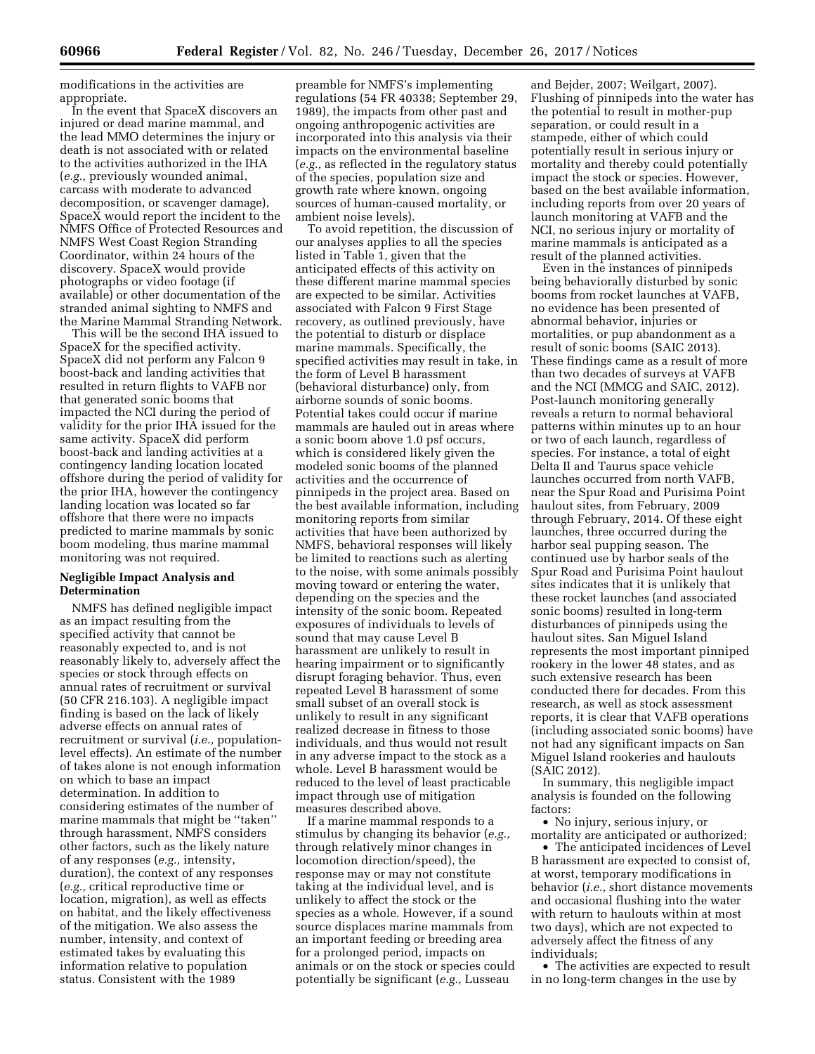modifications in the activities are appropriate.

In the event that SpaceX discovers an injured or dead marine mammal, and the lead MMO determines the injury or death is not associated with or related to the activities authorized in the IHA (*e.g.,* previously wounded animal, carcass with moderate to advanced decomposition, or scavenger damage), SpaceX would report the incident to the NMFS Office of Protected Resources and NMFS West Coast Region Stranding Coordinator, within 24 hours of the discovery. SpaceX would provide photographs or video footage (if available) or other documentation of the stranded animal sighting to NMFS and the Marine Mammal Stranding Network.

This will be the second IHA issued to SpaceX for the specified activity. SpaceX did not perform any Falcon 9 boost-back and landing activities that resulted in return flights to VAFB nor that generated sonic booms that impacted the NCI during the period of validity for the prior IHA issued for the same activity. SpaceX did perform boost-back and landing activities at a contingency landing location located offshore during the period of validity for the prior IHA, however the contingency landing location was located so far offshore that there were no impacts predicted to marine mammals by sonic boom modeling, thus marine mammal monitoring was not required.

## Negligible Impact Analysis and Determination

NMFS has defined negligible impact as an impact resulting from the specified activity that cannot be reasonably expected to, and is not reasonably likely to, adversely affect the species or stock through effects on annual rates of recruitment or survival (50 CFR 216.103). A negligible impact finding is based on the lack of likely adverse effects on annual rates of recruitment or survival (*i.e.,* population-level effects). An estimate of the number of takes alone is not enough information on which to base an impact determination. In addition to considering estimates of the number of marine mammals that might be ''taken'' through harassment, NMFS considers other factors, such as the likely nature of any responses (*e.g.,* intensity, duration), the context of any responses (*e.g.,* critical reproductive time or location, migration), as well as effects on habitat, and the likely effectiveness of the mitigation. We also assess the number, intensity, and context of estimated takes by evaluating this information relative to population status. Consistent with the 1989 preamble for NMFS's implementing regulations (54 FR 40338; September 29, 1989), the impacts from other past and ongoing anthropogenic activities are incorporated into this analysis via their impacts on the environmental baseline (*e.g.,* as reflected in the regulatory status of the species, population size and growth rate where known, ongoing sources of human-caused mortality, or ambient noise levels).

To avoid repetition, the discussion of our analyses applies to all the species listed in Table 1, given that the anticipated effects of this activity on these different marine mammal species are expected to be similar. Activities associated with Falcon 9 First Stage recovery, as outlined previously, have the potential to disturb or displace marine mammals. Specifically, the specified activities may result in take, in the form of Level B harassment (behavioral disturbance) only, from airborne sounds of sonic booms. Potential takes could occur if marine mammals are hauled out in areas where a sonic boom above 1.0 psf occurs, which is considered likely given the modeled sonic booms of the planned activities and the occurrence of pinnipeds in the project area. Based on the best available information, including monitoring reports from similar activities that have been authorized by NMFS, behavioral responses will likely be limited to reactions such as alerting to the noise, with some animals possibly moving toward or entering the water, depending on the species and the intensity of the sonic boom. Repeated exposures of individuals to levels of sound that may cause Level B harassment are unlikely to result in hearing impairment or to significantly disrupt foraging behavior. Thus, even repeated Level B harassment of some small subset of an overall stock is unlikely to result in any significant realized decrease in fitness to those individuals, and thus would not result in any adverse impact to the stock as a whole. Level B harassment would be reduced to the level of least practicable impact through use of mitigation measures described above.

If a marine mammal responds to a stimulus by changing its behavior (*e.g.,* through relatively minor changes in locomotion direction/speed), the response may or may not constitute taking at the individual level, and is unlikely to affect the stock or the species as a whole. However, if a sound source displaces marine mammals from an important feeding or breeding area for a prolonged period, impacts on animals or on the stock or species could potentially be significant (*e.g.,* Lusseau and Bejder, 2007; Weilgart, 2007). Flushing of pinnipeds into the water has the potential to result in mother-pup separation, or could result in a stampede, either of which could potentially result in serious injury or mortality and thereby could potentially impact the stock or species. However, based on the best available information, including reports from over 20 years of launch monitoring at VAFB and the NCI, no serious injury or mortality of marine mammals is anticipated as a result of the planned activities.

Even in the instances of pinnipeds being behaviorally disturbed by sonic booms from rocket launches at VAFB, no evidence has been presented of abnormal behavior, injuries or mortalities, or pup abandonment as a result of sonic booms (SAIC 2013). These findings came as a result of more than two decades of surveys at VAFB and the NCI (MMCG and SAIC, 2012). Post-launch monitoring generally reveals a return to normal behavioral patterns within minutes up to an hour or two of each launch, regardless of species. For instance, a total of eight Delta II and Taurus space vehicle launches occurred from north VAFB, near the Spur Road and Purisima Point haulout sites, from February, 2009 through February, 2014. Of these eight launches, three occurred during the harbor seal pupping season. The continued use by harbor seals of the Spur Road and Purisima Point haulout sites indicates that it is unlikely that these rocket launches (and associated sonic booms) resulted in long-term disturbances of pinnipeds using the haulout sites. San Miguel Island represents the most important pinniped rookery in the lower 48 states, and as such extensive research has been conducted there for decades. From this research, as well as stock assessment reports, it is clear that VAFB operations (including associated sonic booms) have not had any significant impacts on San Miguel Island rookeries and haulouts (SAIC 2012).

In summary, this negligible impact analysis is founded on the following factors:

- No injury, serious injury, or mortality are anticipated or authorized;
- The anticipated incidences of Level B harassment are expected to consist of, at worst, temporary modifications in behavior (*i.e.,* short distance movements and occasional flushing into the water with return to haulouts within at most two days), which are not expected to adversely affect the fitness of any individuals;
- The activities are expected to result in no long-term changes in the use by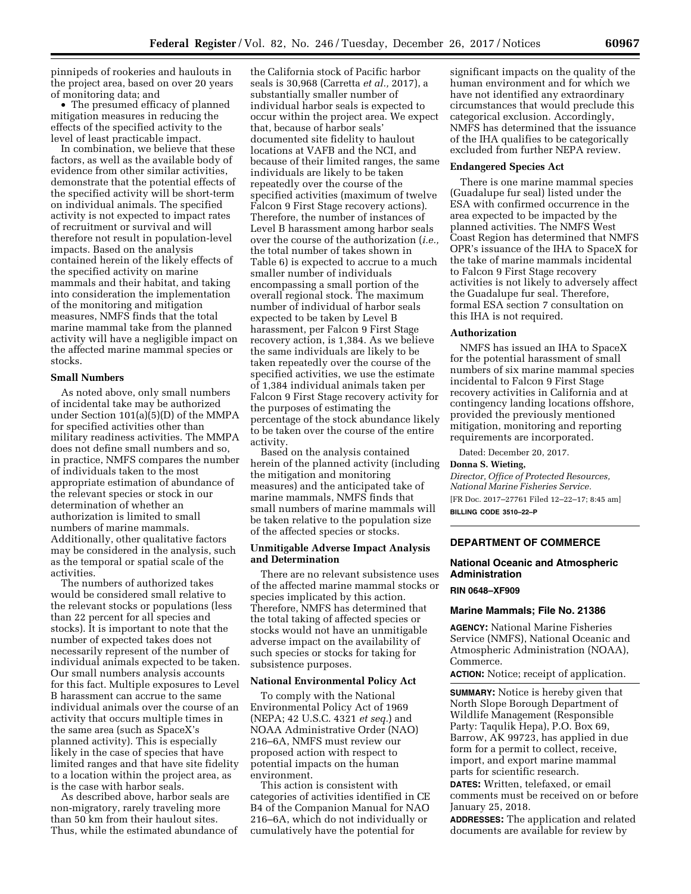pinnipeds of rookeries and haulouts in the project area, based on over 20 years of monitoring data; and

- The presumed efficacy of planned mitigation measures in reducing the effects of the specified activity to the level of least practicable impact.

In combination, we believe that these factors, as well as the available body of evidence from other similar activities, demonstrate that the potential effects of the specified activity will be short-term on individual animals. The specified activity is not expected to impact rates of recruitment or survival and will therefore not result in population-level impacts. Based on the analysis contained herein of the likely effects of the specified activity on marine mammals and their habitat, and taking into consideration the implementation of the monitoring and mitigation measures, NMFS finds that the total marine mammal take from the planned activity will have a negligible impact on the affected marine mammal species or stocks.

**Small Numbers**

As noted above, only small numbers of incidental take may be authorized under Section 101(a)(5)(D) of the MMPA for specified activities other than military readiness activities. The MMPA does not define small numbers and so, in practice, NMFS compares the number of individuals taken to the most appropriate estimation of abundance of the relevant species or stock in our determination of whether an authorization is limited to small numbers of marine mammals. Additionally, other qualitative factors may be considered in the analysis, such as the temporal or spatial scale of the activities.

The numbers of authorized takes would be considered small relative to the relevant stocks or populations (less than 22 percent for all species and stocks). It is important to note that the number of expected takes does not necessarily represent of the number of individual animals expected to be taken. Our small numbers analysis accounts for this fact. Multiple exposures to Level B harassment can accrue to the same individual animals over the course of an activity that occurs multiple times in the same area (such as SpaceX's planned activity). This is especially likely in the case of species that have limited ranges and that have site fidelity to a location within the project area, as is the case with harbor seals.

As described above, harbor seals are non-migratory, rarely traveling more than 50 km from their haulout sites. Thus, while the estimated abundance of the California stock of Pacific harbor seals is 30,968 (Carretta *et al.,* 2017), a substantially smaller number of individual harbor seals is expected to occur within the project area. We expect that, because of harbor seals' documented site fidelity to haulout locations at VAFB and the NCI, and because of their limited ranges, the same individuals are likely to be taken repeatedly over the course of the specified activities (maximum of twelve Falcon 9 First Stage recovery actions). Therefore, the number of instances of Level B harassment among harbor seals over the course of the authorization (*i.e.,* the total number of takes shown in Table 6) is expected to accrue to a much smaller number of individuals encompassing a small portion of the overall regional stock. The maximum number of individual of harbor seals expected to be taken by Level B harassment, per Falcon 9 First Stage recovery action, is 1,384. As we believe the same individuals are likely to be taken repeatedly over the course of the specified activities, we use the estimate of 1,384 individual animals taken per Falcon 9 First Stage recovery activity for the purposes of estimating the percentage of the stock abundance likely to be taken over the course of the entire activity.

Based on the analysis contained herein of the planned activity (including the mitigation and monitoring measures) and the anticipated take of marine mammals, NMFS finds that small numbers of marine mammals will be taken relative to the population size of the affected species or stocks.

**Unmitigable Adverse Impact Analysis and Determination**

There are no relevant subsistence uses of the affected marine mammal stocks or species implicated by this action. Therefore, NMFS has determined that the total taking of affected species or stocks would not have an unmitigable adverse impact on the availability of such species or stocks for taking for subsistence purposes.

**National Environmental Policy Act**

To comply with the National Environmental Policy Act of 1969 (NEPA; 42 U.S.C. 4321 *et seq.*) and NOAA Administrative Order (NAO) 216–6A, NMFS must review our proposed action with respect to potential impacts on the human environment.

This action is consistent with categories of activities identified in CE B4 of the Companion Manual for NAO 216–6A, which do not individually or cumulatively have the potential for significant impacts on the quality of the human environment and for which we have not identified any extraordinary circumstances that would preclude this categorical exclusion. Accordingly, NMFS has determined that the issuance of the IHA qualifies to be categorically excluded from further NEPA review.

**Endangered Species Act**

There is one marine mammal species (Guadalupe fur seal) listed under the ESA with confirmed occurrence in the area expected to be impacted by the planned activities. The NMFS West Coast Region has determined that NMFS OPR's issuance of the IHA to SpaceX for the take of marine mammals incidental to Falcon 9 First Stage recovery activities is not likely to adversely affect the Guadalupe fur seal. Therefore, formal ESA section 7 consultation on this IHA is not required.

**Authorization**

NMFS has issued an IHA to SpaceX for the potential harassment of small numbers of six marine mammal species incidental to Falcon 9 First Stage recovery activities in California and at contingency landing locations offshore, provided the previously mentioned mitigation, monitoring and reporting requirements are incorporated.

Dated: December 20, 2017.

**Donna S. Wieting,**

*Director, Office of Protected Resources, National Marine Fisheries Service.*

[FR Doc. 2017–27761 Filed 12–22–17; 8:45 am]

**BILLING CODE 3510–22–P**

---

## DEPARTMENT OF COMMERCE

### National Oceanic and Atmospheric Administration

**RIN 0648–XF909**

### Marine Mammals; File No. 21386

**AGENCY:** National Marine Fisheries Service (NMFS), National Oceanic and Atmospheric Administration (NOAA), Commerce.

**ACTION:** Notice; receipt of application.

**SUMMARY:** Notice is hereby given that North Slope Borough Department of Wildlife Management (Responsible Party: Taqulik Hepa), P.O. Box 69, Barrow, AK 99723, has applied in due form for a permit to collect, receive, import, and export marine mammal parts for scientific research.

**DATES:** Written, telefaxed, or email comments must be received on or before January 25, 2018.

**ADDRESSES:** The application and related documents are available for review by